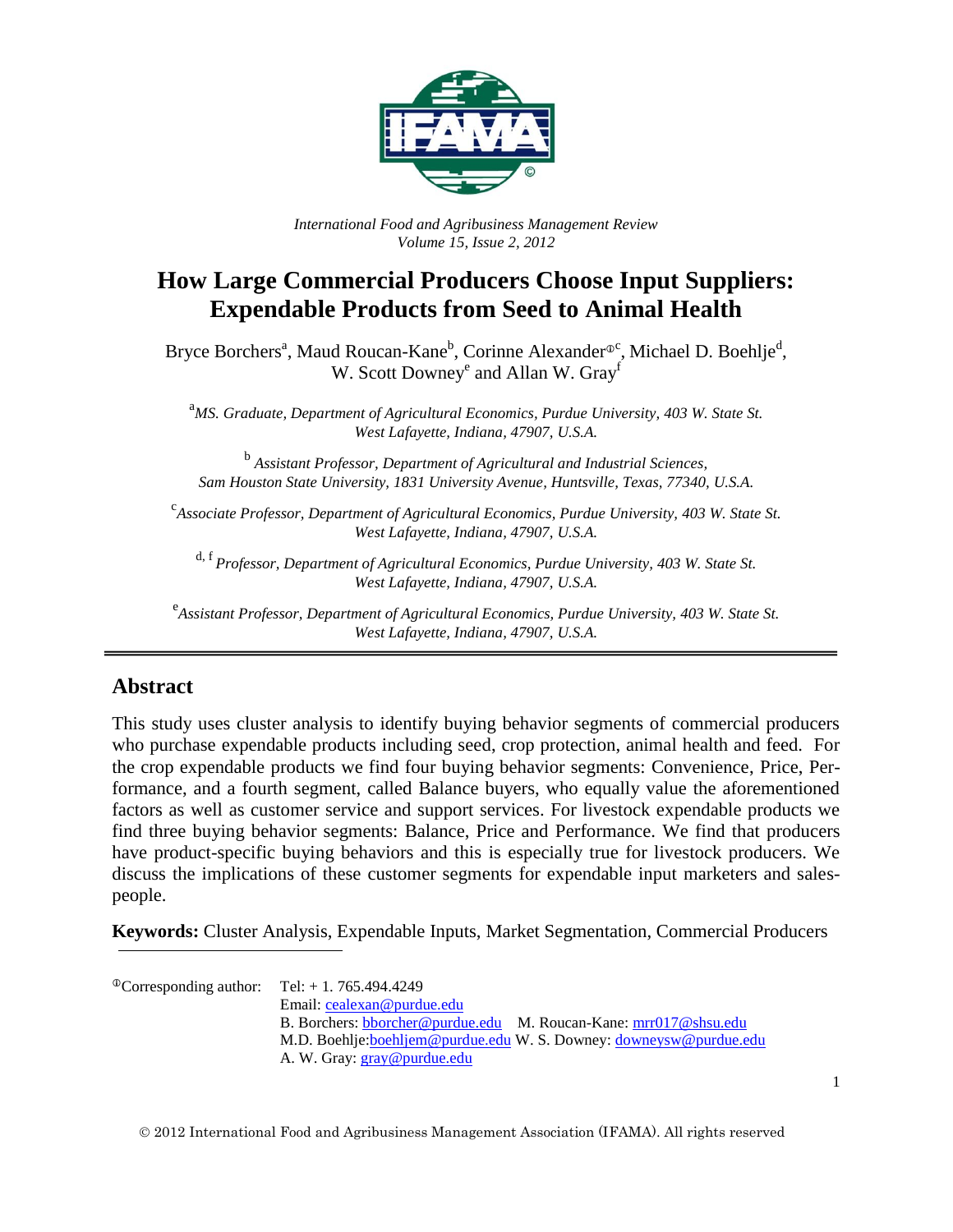*International Food and Agribusiness Management Review*
*Volume 15, Issue 2, 2012*

# How Large Commercial Producers Choose Input Suppliers: Expendable Products from Seed to Animal Health

Bryce Borchers[a], Maud Roucan-Kane[b], Corinne Alexander[ⓘc], Michael D. Boehlje[d], W. Scott Downey[e] and Allan W. Gray[f]

[a] *MS. Graduate, Department of Agricultural Economics, Purdue University, 403 W. State St. West Lafayette, Indiana, 47907, U.S.A.*

[b] *Assistant Professor, Department of Agricultural and Industrial Sciences, Sam Houston State University, 1831 University Avenue, Huntsville, Texas, 77340, U.S.A.*

[c] *Associate Professor, Department of Agricultural Economics, Purdue University, 403 W. State St. West Lafayette, Indiana, 47907, U.S.A.*

[d, f] *Professor, Department of Agricultural Economics, Purdue University, 403 W. State St. West Lafayette, Indiana, 47907, U.S.A.*

[e] *Assistant Professor, Department of Agricultural Economics, Purdue University, 403 W. State St. West Lafayette, Indiana, 47907, U.S.A.*

## Abstract

This study uses cluster analysis to identify buying behavior segments of commercial producers who purchase expendable products including seed, crop protection, animal health and feed. For the crop expendable products we find four buying behavior segments: Convenience, Price, Performance, and a fourth segment, called Balance buyers, who equally value the aforementioned factors as well as customer service and support services. For livestock expendable products we find three buying behavior segments: Balance, Price and Performance. We find that producers have product-specific buying behaviors and this is especially true for livestock producers. We discuss the implications of these customer segments for expendable input marketers and salespeople.

**Keywords:** Cluster Analysis, Expendable Inputs, Market Segmentation, Commercial Producers

[ⓘ]Corresponding author: Tel: + 1. 765.494.4249
Email: cealexan@purdue.edu
B. Borchers: bborcher@purdue.edu M. Roucan-Kane: mrr017@shsu.edu
M.D. Boehlje: boehljem@purdue.edu W. S. Downey: downeysw@purdue.edu
A. W. Gray: gray@purdue.edu

© 2012 International Food and Agribusiness Management Association (IFAMA). All rights reserved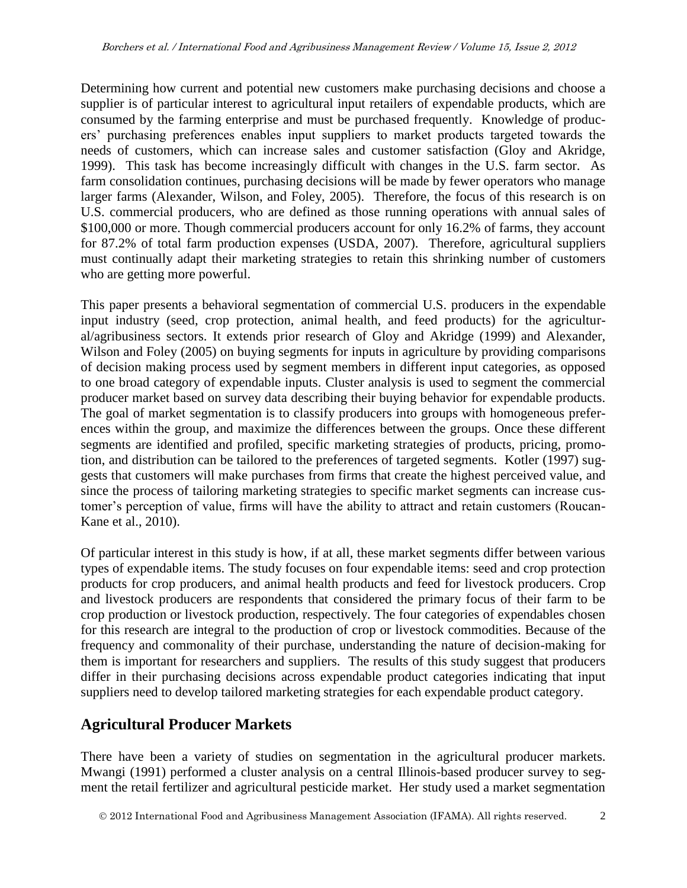Determining how current and potential new customers make purchasing decisions and choose a supplier is of particular interest to agricultural input retailers of expendable products, which are consumed by the farming enterprise and must be purchased frequently. Knowledge of producers' purchasing preferences enables input suppliers to market products targeted towards the needs of customers, which can increase sales and customer satisfaction (Gloy and Akridge, 1999). This task has become increasingly difficult with changes in the U.S. farm sector. As farm consolidation continues, purchasing decisions will be made by fewer operators who manage larger farms (Alexander, Wilson, and Foley, 2005). Therefore, the focus of this research is on U.S. commercial producers, who are defined as those running operations with annual sales of \$100,000 or more. Though commercial producers account for only 16.2% of farms, they account for 87.2% of total farm production expenses (USDA, 2007). Therefore, agricultural suppliers must continually adapt their marketing strategies to retain this shrinking number of customers who are getting more powerful.

This paper presents a behavioral segmentation of commercial U.S. producers in the expendable input industry (seed, crop protection, animal health, and feed products) for the agricultural/agribusiness sectors. It extends prior research of Gloy and Akridge (1999) and Alexander, Wilson and Foley (2005) on buying segments for inputs in agriculture by providing comparisons of decision making process used by segment members in different input categories, as opposed to one broad category of expendable inputs. Cluster analysis is used to segment the commercial producer market based on survey data describing their buying behavior for expendable products. The goal of market segmentation is to classify producers into groups with homogeneous preferences within the group, and maximize the differences between the groups. Once these different segments are identified and profiled, specific marketing strategies of products, pricing, promotion, and distribution can be tailored to the preferences of targeted segments. Kotler (1997) suggests that customers will make purchases from firms that create the highest perceived value, and since the process of tailoring marketing strategies to specific market segments can increase customer's perception of value, firms will have the ability to attract and retain customers (Roucan-Kane et al., 2010).

Of particular interest in this study is how, if at all, these market segments differ between various types of expendable items. The study focuses on four expendable items: seed and crop protection products for crop producers, and animal health products and feed for livestock producers. Crop and livestock producers are respondents that considered the primary focus of their farm to be crop production or livestock production, respectively. The four categories of expendables chosen for this research are integral to the production of crop or livestock commodities. Because of the frequency and commonality of their purchase, understanding the nature of decision-making for them is important for researchers and suppliers. The results of this study suggest that producers differ in their purchasing decisions across expendable product categories indicating that input suppliers need to develop tailored marketing strategies for each expendable product category.

## Agricultural Producer Markets

There have been a variety of studies on segmentation in the agricultural producer markets. Mwangi (1991) performed a cluster analysis on a central Illinois-based producer survey to segment the retail fertilizer and agricultural pesticide market. Her study used a market segmentation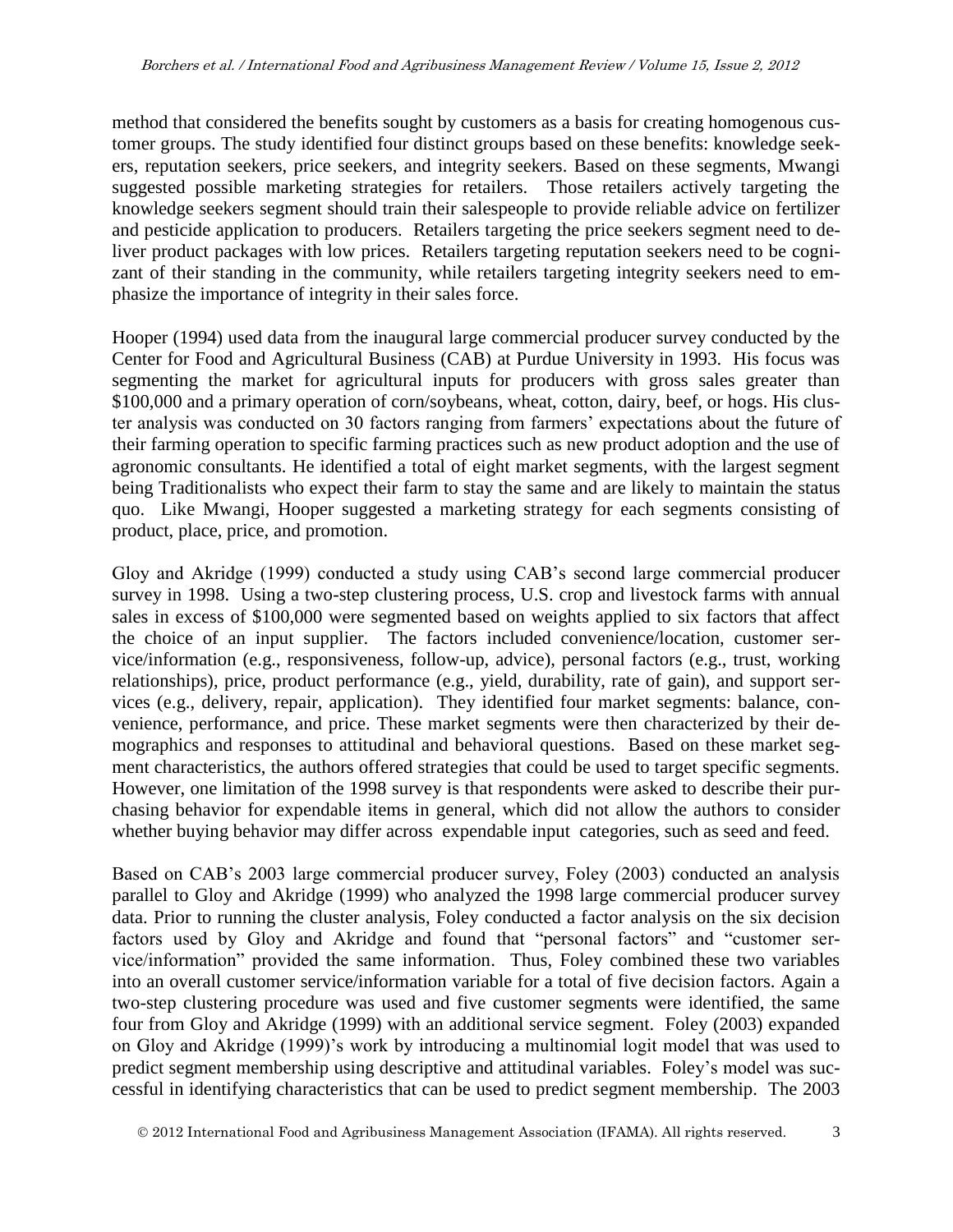method that considered the benefits sought by customers as a basis for creating homogenous customer groups. The study identified four distinct groups based on these benefits: knowledge seekers, reputation seekers, price seekers, and integrity seekers. Based on these segments, Mwangi suggested possible marketing strategies for retailers. Those retailers actively targeting the knowledge seekers segment should train their salespeople to provide reliable advice on fertilizer and pesticide application to producers. Retailers targeting the price seekers segment need to deliver product packages with low prices. Retailers targeting reputation seekers need to be cognizant of their standing in the community, while retailers targeting integrity seekers need to emphasize the importance of integrity in their sales force.

Hooper (1994) used data from the inaugural large commercial producer survey conducted by the Center for Food and Agricultural Business (CAB) at Purdue University in 1993. His focus was segmenting the market for agricultural inputs for producers with gross sales greater than $100,000 and a primary operation of corn/soybeans, wheat, cotton, dairy, beef, or hogs. His cluster analysis was conducted on 30 factors ranging from farmers' expectations about the future of their farming operation to specific farming practices such as new product adoption and the use of agronomic consultants. He identified a total of eight market segments, with the largest segment being Traditionalists who expect their farm to stay the same and are likely to maintain the status quo. Like Mwangi, Hooper suggested a marketing strategy for each segments consisting of product, place, price, and promotion.

Gloy and Akridge (1999) conducted a study using CAB's second large commercial producer survey in 1998. Using a two-step clustering process, U.S. crop and livestock farms with annual sales in excess of $100,000 were segmented based on weights applied to six factors that affect the choice of an input supplier. The factors included convenience/location, customer service/information (e.g., responsiveness, follow-up, advice), personal factors (e.g., trust, working relationships), price, product performance (e.g., yield, durability, rate of gain), and support services (e.g., delivery, repair, application). They identified four market segments: balance, convenience, performance, and price. These market segments were then characterized by their demographics and responses to attitudinal and behavioral questions. Based on these market segment characteristics, the authors offered strategies that could be used to target specific segments. However, one limitation of the 1998 survey is that respondents were asked to describe their purchasing behavior for expendable items in general, which did not allow the authors to consider whether buying behavior may differ across expendable input categories, such as seed and feed.

Based on CAB's 2003 large commercial producer survey, Foley (2003) conducted an analysis parallel to Gloy and Akridge (1999) who analyzed the 1998 large commercial producer survey data. Prior to running the cluster analysis, Foley conducted a factor analysis on the six decision factors used by Gloy and Akridge and found that "personal factors" and "customer service/information" provided the same information. Thus, Foley combined these two variables into an overall customer service/information variable for a total of five decision factors. Again a two-step clustering procedure was used and five customer segments were identified, the same four from Gloy and Akridge (1999) with an additional service segment. Foley (2003) expanded on Gloy and Akridge (1999)'s work by introducing a multinomial logit model that was used to predict segment membership using descriptive and attitudinal variables. Foley's model was successful in identifying characteristics that can be used to predict segment membership. The 2003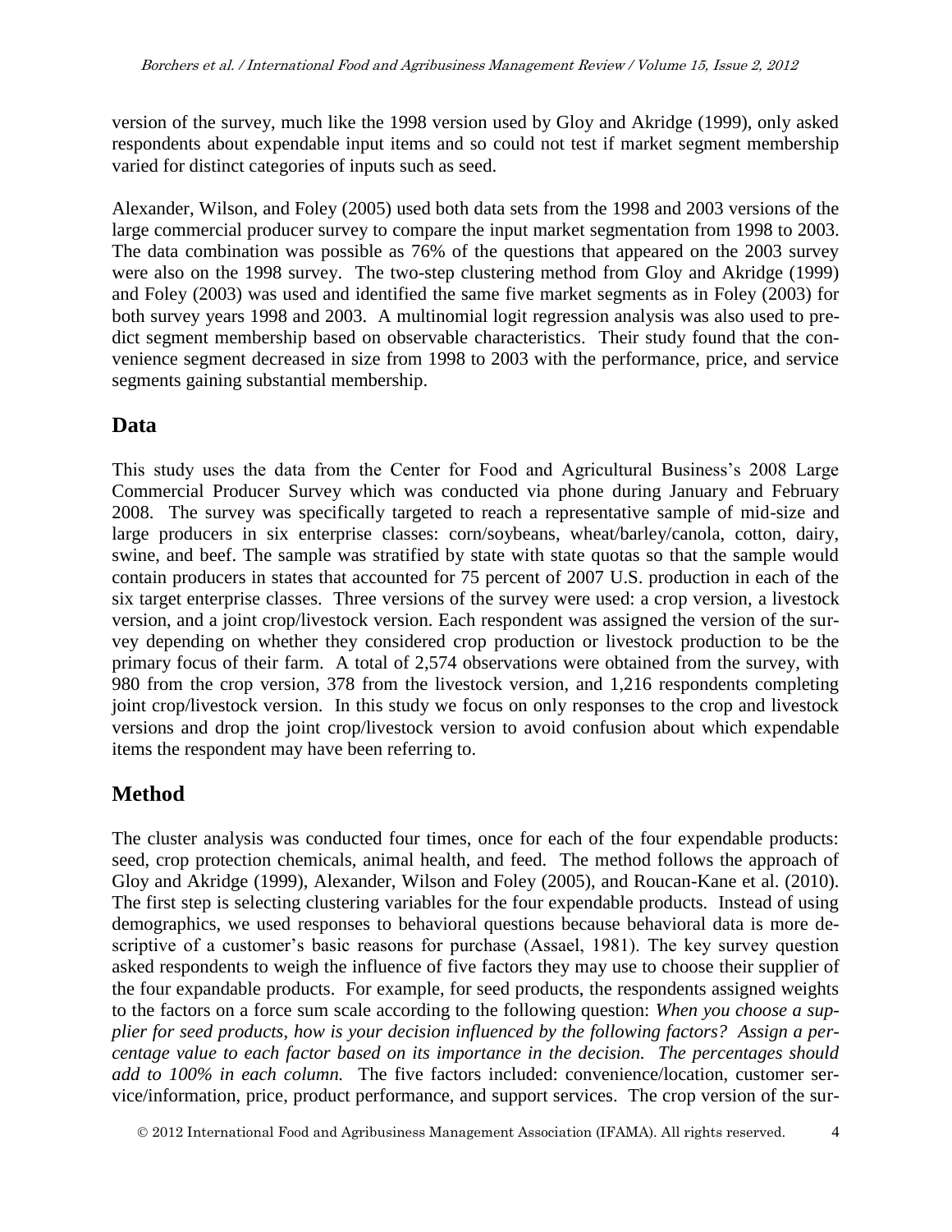version of the survey, much like the 1998 version used by Gloy and Akridge (1999), only asked respondents about expendable input items and so could not test if market segment membership varied for distinct categories of inputs such as seed.

Alexander, Wilson, and Foley (2005) used both data sets from the 1998 and 2003 versions of the large commercial producer survey to compare the input market segmentation from 1998 to 2003. The data combination was possible as 76% of the questions that appeared on the 2003 survey were also on the 1998 survey. The two-step clustering method from Gloy and Akridge (1999) and Foley (2003) was used and identified the same five market segments as in Foley (2003) for both survey years 1998 and 2003. A multinomial logit regression analysis was also used to predict segment membership based on observable characteristics. Their study found that the convenience segment decreased in size from 1998 to 2003 with the performance, price, and service segments gaining substantial membership.

## Data

This study uses the data from the Center for Food and Agricultural Business's 2008 Large Commercial Producer Survey which was conducted via phone during January and February 2008. The survey was specifically targeted to reach a representative sample of mid-size and large producers in six enterprise classes: corn/soybeans, wheat/barley/canola, cotton, dairy, swine, and beef. The sample was stratified by state with state quotas so that the sample would contain producers in states that accounted for 75 percent of 2007 U.S. production in each of the six target enterprise classes. Three versions of the survey were used: a crop version, a livestock version, and a joint crop/livestock version. Each respondent was assigned the version of the survey depending on whether they considered crop production or livestock production to be the primary focus of their farm. A total of 2,574 observations were obtained from the survey, with 980 from the crop version, 378 from the livestock version, and 1,216 respondents completing joint crop/livestock version. In this study we focus on only responses to the crop and livestock versions and drop the joint crop/livestock version to avoid confusion about which expendable items the respondent may have been referring to.

## Method

The cluster analysis was conducted four times, once for each of the four expendable products: seed, crop protection chemicals, animal health, and feed. The method follows the approach of Gloy and Akridge (1999), Alexander, Wilson and Foley (2005), and Roucan-Kane et al. (2010). The first step is selecting clustering variables for the four expendable products. Instead of using demographics, we used responses to behavioral questions because behavioral data is more descriptive of a customer's basic reasons for purchase (Assael, 1981). The key survey question asked respondents to weigh the influence of five factors they may use to choose their supplier of the four expandable products. For example, for seed products, the respondents assigned weights to the factors on a force sum scale according to the following question: *When you choose a supplier for seed products, how is your decision influenced by the following factors? Assign a percentage value to each factor based on its importance in the decision. The percentages should add to 100% in each column.* The five factors included: convenience/location, customer service/information, price, product performance, and support services. The crop version of the sur-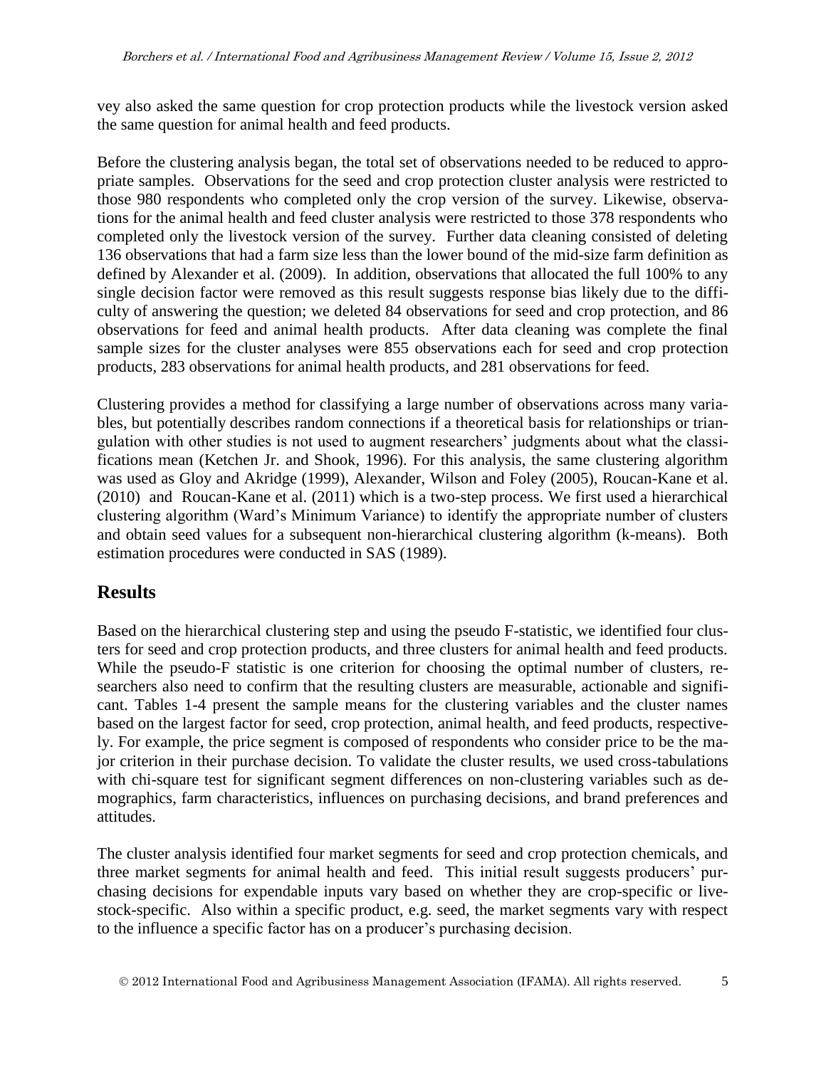vey also asked the same question for crop protection products while the livestock version asked the same question for animal health and feed products.

Before the clustering analysis began, the total set of observations needed to be reduced to appropriate samples. Observations for the seed and crop protection cluster analysis were restricted to those 980 respondents who completed only the crop version of the survey. Likewise, observations for the animal health and feed cluster analysis were restricted to those 378 respondents who completed only the livestock version of the survey. Further data cleaning consisted of deleting 136 observations that had a farm size less than the lower bound of the mid-size farm definition as defined by Alexander et al. (2009). In addition, observations that allocated the full 100% to any single decision factor were removed as this result suggests response bias likely due to the difficulty of answering the question; we deleted 84 observations for seed and crop protection, and 86 observations for feed and animal health products. After data cleaning was complete the final sample sizes for the cluster analyses were 855 observations each for seed and crop protection products, 283 observations for animal health products, and 281 observations for feed.

Clustering provides a method for classifying a large number of observations across many variables, but potentially describes random connections if a theoretical basis for relationships or triangulation with other studies is not used to augment researchers' judgments about what the classifications mean (Ketchen Jr. and Shook, 1996). For this analysis, the same clustering algorithm was used as Gloy and Akridge (1999), Alexander, Wilson and Foley (2005), Roucan-Kane et al. (2010) and Roucan-Kane et al. (2011) which is a two-step process. We first used a hierarchical clustering algorithm (Ward's Minimum Variance) to identify the appropriate number of clusters and obtain seed values for a subsequent non-hierarchical clustering algorithm (k-means). Both estimation procedures were conducted in SAS (1989).

## Results

Based on the hierarchical clustering step and using the pseudo F-statistic, we identified four clusters for seed and crop protection products, and three clusters for animal health and feed products. While the pseudo-F statistic is one criterion for choosing the optimal number of clusters, researchers also need to confirm that the resulting clusters are measurable, actionable and significant. Tables 1-4 present the sample means for the clustering variables and the cluster names based on the largest factor for seed, crop protection, animal health, and feed products, respectively. For example, the price segment is composed of respondents who consider price to be the major criterion in their purchase decision. To validate the cluster results, we used cross-tabulations with chi-square test for significant segment differences on non-clustering variables such as demographics, farm characteristics, influences on purchasing decisions, and brand preferences and attitudes.

The cluster analysis identified four market segments for seed and crop protection chemicals, and three market segments for animal health and feed. This initial result suggests producers' purchasing decisions for expendable inputs vary based on whether they are crop-specific or livestock-specific. Also within a specific product, e.g. seed, the market segments vary with respect to the influence a specific factor has on a producer's purchasing decision.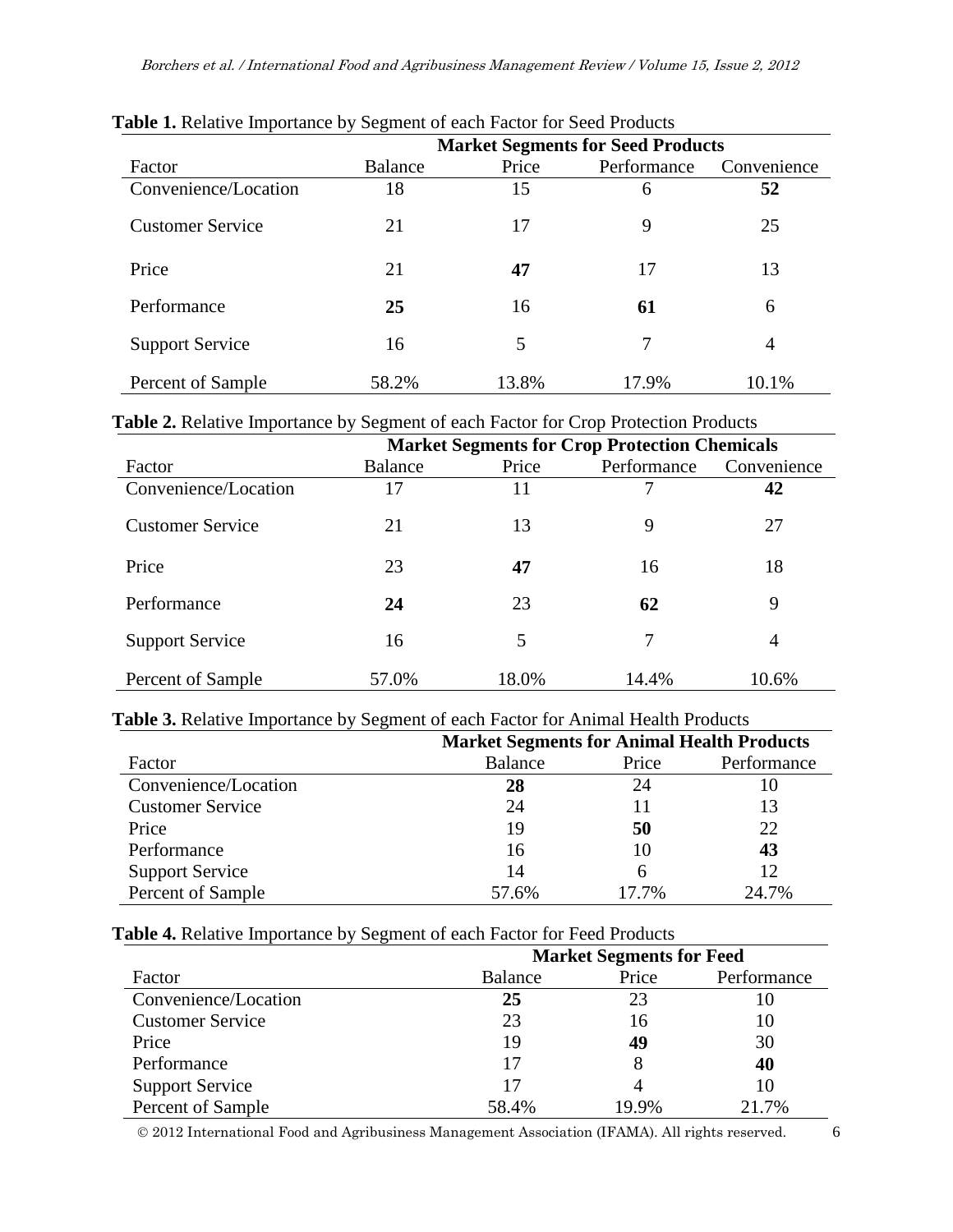**Table 1.** Relative Importance by Segment of each Factor for Seed Products

| | **Market Segments for Seed Products** | | | |
|---|---|---|---|---|
| Factor | Balance | Price | Performance | Convenience |
| Convenience/Location | 18 | 15 | 6 | **52** |
| Customer Service | 21 | 17 | 9 | 25 |
| Price | 21 | **47** | 17 | 13 |
| Performance | **25** | 16 | **61** | 6 |
| Support Service | 16 | 5 | 7 | 4 |
| Percent of Sample | 58.2% | 13.8% | 17.9% | 10.1% |

**Table 2.** Relative Importance by Segment of each Factor for Crop Protection Products

| | **Market Segments for Crop Protection Chemicals** | | | |
|---|---|---|---|---|
| Factor | Balance | Price | Performance | Convenience |
| Convenience/Location | 17 | 11 | 7 | **42** |
| Customer Service | 21 | 13 | 9 | 27 |
| Price | 23 | **47** | 16 | 18 |
| Performance | **24** | 23 | **62** | 9 |
| Support Service | 16 | 5 | 7 | 4 |
| Percent of Sample | 57.0% | 18.0% | 14.4% | 10.6% |

**Table 3.** Relative Importance by Segment of each Factor for Animal Health Products

| | **Market Segments for Animal Health Products** | | |
|---|---|---|---|
| Factor | Balance | Price | Performance |
| Convenience/Location | **28** | 24 | 10 |
| Customer Service | 24 | 11 | 13 |
| Price | 19 | **50** | 22 |
| Performance | 16 | 10 | **43** |
| Support Service | 14 | 6 | 12 |
| Percent of Sample | 57.6% | 17.7% | 24.7% |

**Table 4.** Relative Importance by Segment of each Factor for Feed Products

| | **Market Segments for Feed** | | |
|---|---|---|---|
| Factor | Balance | Price | Performance |
| Convenience/Location | **25** | 23 | 10 |
| Customer Service | 23 | 16 | 10 |
| Price | 19 | **49** | 30 |
| Performance | 17 | 8 | **40** |
| Support Service | 17 | 4 | 10 |
| Percent of Sample | 58.4% | 19.9% | 21.7% |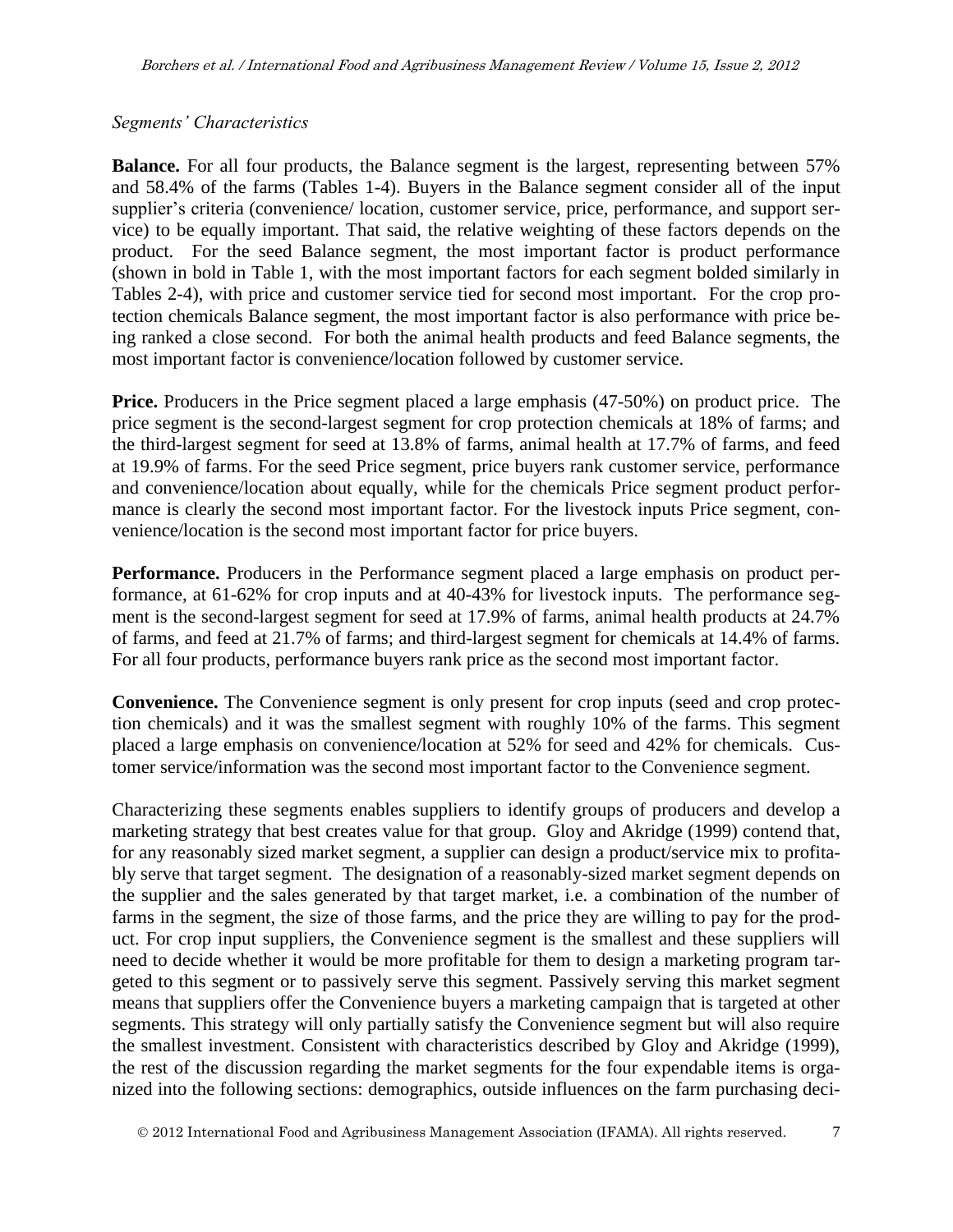*Segments' Characteristics*

**Balance.** For all four products, the Balance segment is the largest, representing between 57% and 58.4% of the farms (Tables 1-4). Buyers in the Balance segment consider all of the input supplier's criteria (convenience/ location, customer service, price, performance, and support service) to be equally important. That said, the relative weighting of these factors depends on the product. For the seed Balance segment, the most important factor is product performance (shown in bold in Table 1, with the most important factors for each segment bolded similarly in Tables 2-4), with price and customer service tied for second most important. For the crop protection chemicals Balance segment, the most important factor is also performance with price being ranked a close second. For both the animal health products and feed Balance segments, the most important factor is convenience/location followed by customer service.

**Price.** Producers in the Price segment placed a large emphasis (47-50%) on product price. The price segment is the second-largest segment for crop protection chemicals at 18% of farms; and the third-largest segment for seed at 13.8% of farms, animal health at 17.7% of farms, and feed at 19.9% of farms. For the seed Price segment, price buyers rank customer service, performance and convenience/location about equally, while for the chemicals Price segment product performance is clearly the second most important factor. For the livestock inputs Price segment, convenience/location is the second most important factor for price buyers.

**Performance.** Producers in the Performance segment placed a large emphasis on product performance, at 61-62% for crop inputs and at 40-43% for livestock inputs. The performance segment is the second-largest segment for seed at 17.9% of farms, animal health products at 24.7% of farms, and feed at 21.7% of farms; and third-largest segment for chemicals at 14.4% of farms. For all four products, performance buyers rank price as the second most important factor.

**Convenience.** The Convenience segment is only present for crop inputs (seed and crop protection chemicals) and it was the smallest segment with roughly 10% of the farms. This segment placed a large emphasis on convenience/location at 52% for seed and 42% for chemicals. Customer service/information was the second most important factor to the Convenience segment.

Characterizing these segments enables suppliers to identify groups of producers and develop a marketing strategy that best creates value for that group. Gloy and Akridge (1999) contend that, for any reasonably sized market segment, a supplier can design a product/service mix to profitably serve that target segment. The designation of a reasonably-sized market segment depends on the supplier and the sales generated by that target market, i.e. a combination of the number of farms in the segment, the size of those farms, and the price they are willing to pay for the product. For crop input suppliers, the Convenience segment is the smallest and these suppliers will need to decide whether it would be more profitable for them to design a marketing program targeted to this segment or to passively serve this segment. Passively serving this market segment means that suppliers offer the Convenience buyers a marketing campaign that is targeted at other segments. This strategy will only partially satisfy the Convenience segment but will also require the smallest investment. Consistent with characteristics described by Gloy and Akridge (1999), the rest of the discussion regarding the market segments for the four expendable items is organized into the following sections: demographics, outside influences on the farm purchasing deci-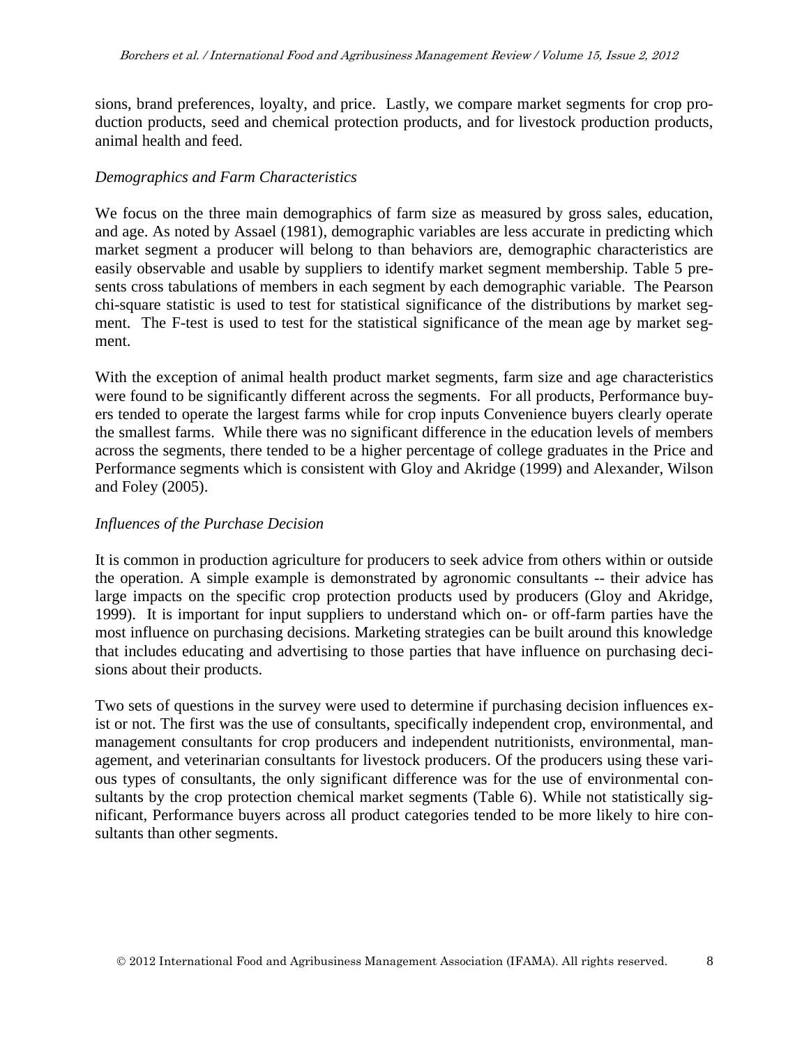sions, brand preferences, loyalty, and price. Lastly, we compare market segments for crop production products, seed and chemical protection products, and for livestock production products, animal health and feed.

*Demographics and Farm Characteristics*

We focus on the three main demographics of farm size as measured by gross sales, education, and age. As noted by Assael (1981), demographic variables are less accurate in predicting which market segment a producer will belong to than behaviors are, demographic characteristics are easily observable and usable by suppliers to identify market segment membership. Table 5 presents cross tabulations of members in each segment by each demographic variable. The Pearson chi-square statistic is used to test for statistical significance of the distributions by market segment. The F-test is used to test for the statistical significance of the mean age by market segment.

With the exception of animal health product market segments, farm size and age characteristics were found to be significantly different across the segments. For all products, Performance buyers tended to operate the largest farms while for crop inputs Convenience buyers clearly operate the smallest farms. While there was no significant difference in the education levels of members across the segments, there tended to be a higher percentage of college graduates in the Price and Performance segments which is consistent with Gloy and Akridge (1999) and Alexander, Wilson and Foley (2005).

*Influences of the Purchase Decision*

It is common in production agriculture for producers to seek advice from others within or outside the operation. A simple example is demonstrated by agronomic consultants -- their advice has large impacts on the specific crop protection products used by producers (Gloy and Akridge, 1999). It is important for input suppliers to understand which on- or off-farm parties have the most influence on purchasing decisions. Marketing strategies can be built around this knowledge that includes educating and advertising to those parties that have influence on purchasing decisions about their products.

Two sets of questions in the survey were used to determine if purchasing decision influences exist or not. The first was the use of consultants, specifically independent crop, environmental, and management consultants for crop producers and independent nutritionists, environmental, management, and veterinarian consultants for livestock producers. Of the producers using these various types of consultants, the only significant difference was for the use of environmental consultants by the crop protection chemical market segments (Table 6). While not statistically significant, Performance buyers across all product categories tended to be more likely to hire consultants than other segments.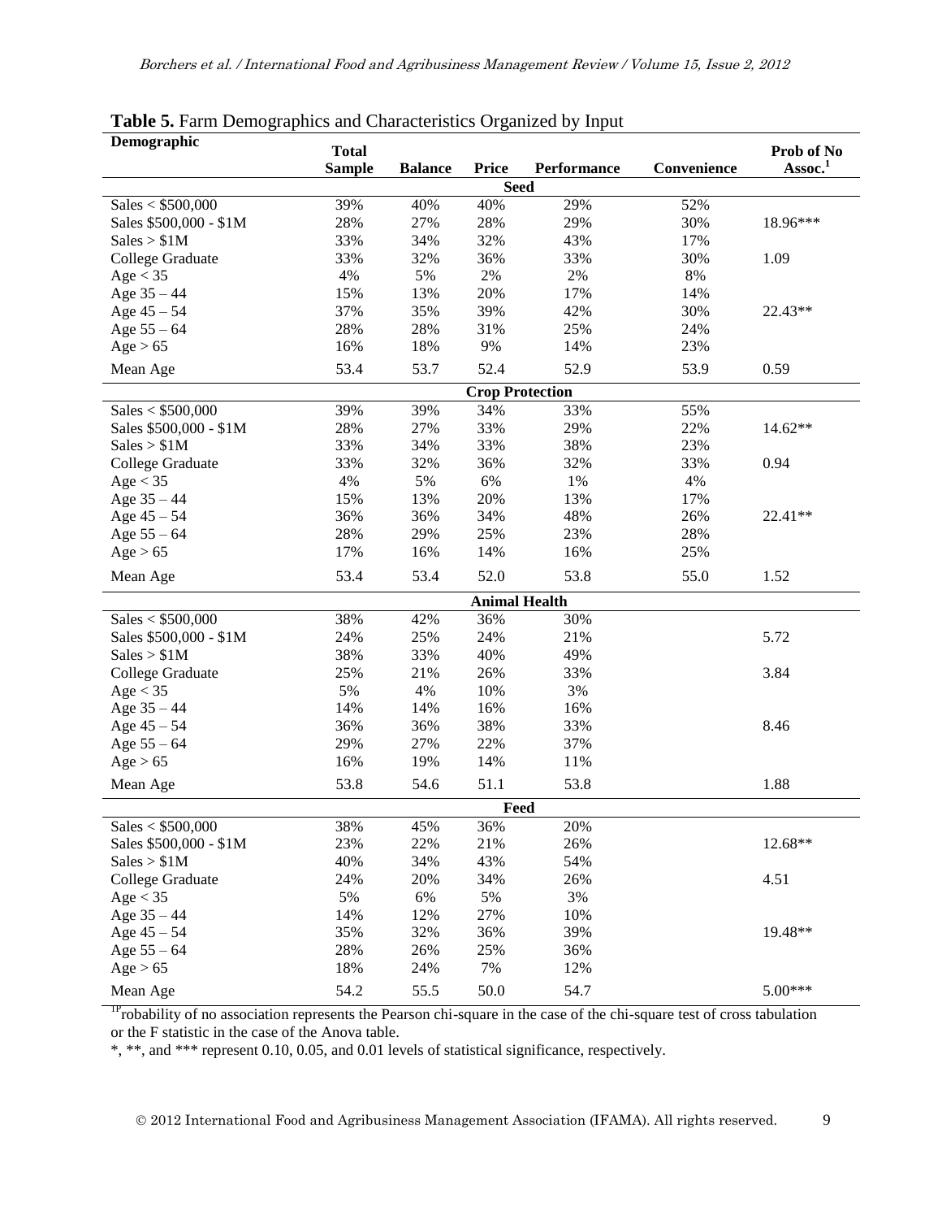**Table 5.** Farm Demographics and Characteristics Organized by Input

| Demographic | Total Sample | Balance | Price | Performance | Convenience | Prob of No Assoc.[1] |
|---|---|---|---|---|---|---|
| | | | **Seed** | | | |
| Sales < $500,000 | 39% | 40% | 40% | 29% | 52% | |
| Sales $500,000 - $1M | 28% | 27% | 28% | 29% | 30% | 18.96*** |
| Sales > $1M | 33% | 34% | 32% | 43% | 17% | |
| College Graduate | 33% | 32% | 36% | 33% | 30% | 1.09 |
| Age < 35 | 4% | 5% | 2% | 2% | 8% | |
| Age 35 – 44 | 15% | 13% | 20% | 17% | 14% | |
| Age 45 – 54 | 37% | 35% | 39% | 42% | 30% | 22.43** |
| Age 55 – 64 | 28% | 28% | 31% | 25% | 24% | |
| Age > 65 | 16% | 18% | 9% | 14% | 23% | |
| Mean Age | 53.4 | 53.7 | 52.4 | 52.9 | 53.9 | 0.59 |
| | | | **Crop Protection** | | | |
| Sales < $500,000 | 39% | 39% | 34% | 33% | 55% | |
| Sales $500,000 - $1M | 28% | 27% | 33% | 29% | 22% | 14.62** |
| Sales > $1M | 33% | 34% | 33% | 38% | 23% | |
| College Graduate | 33% | 32% | 36% | 32% | 33% | 0.94 |
| Age < 35 | 4% | 5% | 6% | 1% | 4% | |
| Age 35 – 44 | 15% | 13% | 20% | 13% | 17% | |
| Age 45 – 54 | 36% | 36% | 34% | 48% | 26% | 22.41** |
| Age 55 – 64 | 28% | 29% | 25% | 23% | 28% | |
| Age > 65 | 17% | 16% | 14% | 16% | 25% | |
| Mean Age | 53.4 | 53.4 | 52.0 | 53.8 | 55.0 | 1.52 |
| | | | **Animal Health** | | | |
| Sales < $500,000 | 38% | 42% | 36% | 30% | | |
| Sales $500,000 - $1M | 24% | 25% | 24% | 21% | | 5.72 |
| Sales > $1M | 38% | 33% | 40% | 49% | | |
| College Graduate | 25% | 21% | 26% | 33% | | 3.84 |
| Age < 35 | 5% | 4% | 10% | 3% | | |
| Age 35 – 44 | 14% | 14% | 16% | 16% | | |
| Age 45 – 54 | 36% | 36% | 38% | 33% | | 8.46 |
| Age 55 – 64 | 29% | 27% | 22% | 37% | | |
| Age > 65 | 16% | 19% | 14% | 11% | | |
| Mean Age | 53.8 | 54.6 | 51.1 | 53.8 | | 1.88 |
| | | | **Feed** | | | |
| Sales < $500,000 | 38% | 45% | 36% | 20% | | |
| Sales $500,000 - $1M | 23% | 22% | 21% | 26% | | 12.68** |
| Sales > $1M | 40% | 34% | 43% | 54% | | |
| College Graduate | 24% | 20% | 34% | 26% | | 4.51 |
| Age < 35 | 5% | 6% | 5% | 3% | | |
| Age 35 – 44 | 14% | 12% | 27% | 10% | | |
| Age 45 – 54 | 35% | 32% | 36% | 39% | | 19.48** |
| Age 55 – 64 | 28% | 26% | 25% | 36% | | |
| Age > 65 | 18% | 24% | 7% | 12% | | |
| Mean Age | 54.2 | 55.5 | 50.0 | 54.7 | | 5.00*** |

[1] Probability of no association represents the Pearson chi-square in the case of the chi-square test of cross tabulation or the F statistic in the case of the Anova table.

*, **, and *** represent 0.10, 0.05, and 0.01 levels of statistical significance, respectively.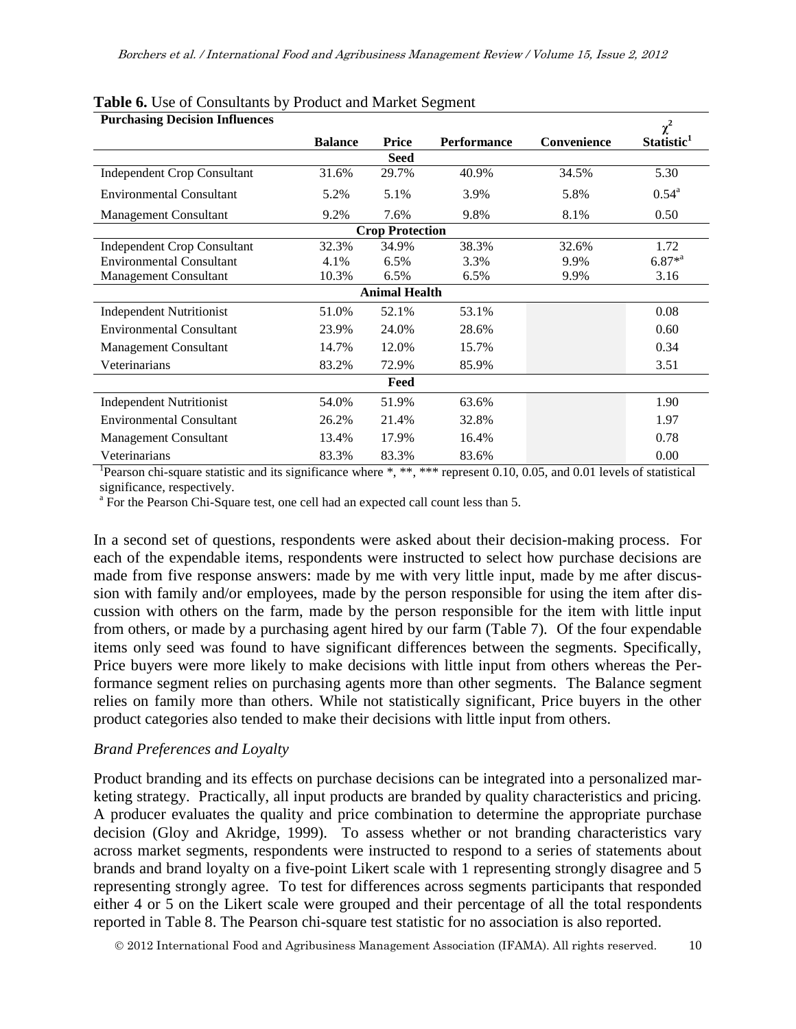**Table 6.** Use of Consultants by Product and Market Segment

| Purchasing Decision Influences | Balance | Price | Performance | Convenience | $\chi^2$ Statistic[1] |
|---|---|---|---|---|---|
| | | **Seed** | | | |
| Independent Crop Consultant | 31.6% | 29.7% | 40.9% | 34.5% | 5.30 |
| Environmental Consultant | 5.2% | 5.1% | 3.9% | 5.8% | 0.54[a] |
| Management Consultant | 9.2% | 7.6% | 9.8% | 8.1% | 0.50 |
| | | **Crop Protection** | | | |
| Independent Crop Consultant | 32.3% | 34.9% | 38.3% | 32.6% | 1.72 |
| Environmental Consultant | 4.1% | 6.5% | 3.3% | 9.9% | 6.87*[a] |
| Management Consultant | 10.3% | 6.5% | 6.5% | 9.9% | 3.16 |
| | | **Animal Health** | | | |
| Independent Nutritionist | 51.0% | 52.1% | 53.1% | | 0.08 |
| Environmental Consultant | 23.9% | 24.0% | 28.6% | | 0.60 |
| Management Consultant | 14.7% | 12.0% | 15.7% | | 0.34 |
| Veterinarians | 83.2% | 72.9% | 85.9% | | 3.51 |
| | | **Feed** | | | |
| Independent Nutritionist | 54.0% | 51.9% | 63.6% | | 1.90 |
| Environmental Consultant | 26.2% | 21.4% | 32.8% | | 1.97 |
| Management Consultant | 13.4% | 17.9% | 16.4% | | 0.78 |
| Veterinarians | 83.3% | 83.3% | 83.6% | | 0.00 |

[1]Pearson chi-square statistic and its significance where *, **, *** represent 0.10, 0.05, and 0.01 levels of statistical significance, respectively.

[a] For the Pearson Chi-Square test, one cell had an expected call count less than 5.

In a second set of questions, respondents were asked about their decision-making process. For each of the expendable items, respondents were instructed to select how purchase decisions are made from five response answers: made by me with very little input, made by me after discussion with family and/or employees, made by the person responsible for using the item after discussion with others on the farm, made by the person responsible for the item with little input from others, or made by a purchasing agent hired by our farm (Table 7). Of the four expendable items only seed was found to have significant differences between the segments. Specifically, Price buyers were more likely to make decisions with little input from others whereas the Performance segment relies on purchasing agents more than other segments. The Balance segment relies on family more than others. While not statistically significant, Price buyers in the other product categories also tended to make their decisions with little input from others.

### *Brand Preferences and Loyalty*

Product branding and its effects on purchase decisions can be integrated into a personalized marketing strategy. Practically, all input products are branded by quality characteristics and pricing. A producer evaluates the quality and price combination to determine the appropriate purchase decision (Gloy and Akridge, 1999). To assess whether or not branding characteristics vary across market segments, respondents were instructed to respond to a series of statements about brands and brand loyalty on a five-point Likert scale with 1 representing strongly disagree and 5 representing strongly agree. To test for differences across segments participants that responded either 4 or 5 on the Likert scale were grouped and their percentage of all the total respondents reported in Table 8. The Pearson chi-square test statistic for no association is also reported.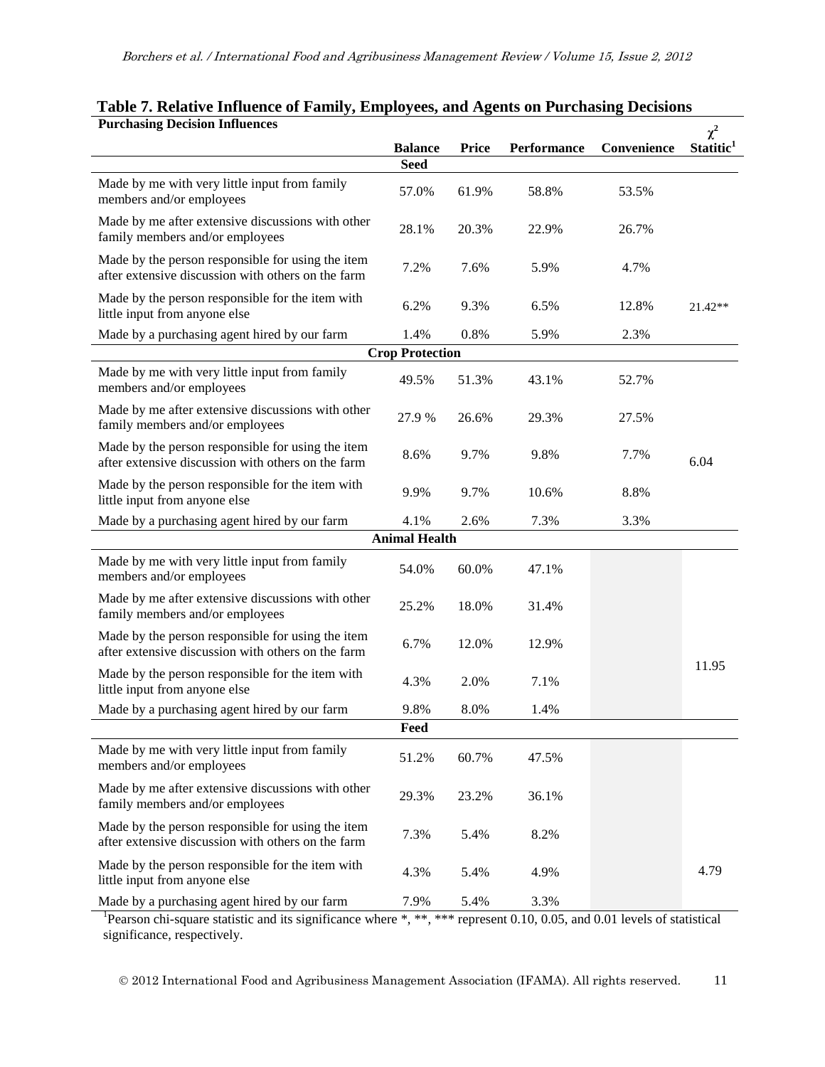**Table 7. Relative Influence of Family, Employees, and Agents on Purchasing Decisions**

| Purchasing Decision Influences | Balance | Price | Performance | Convenience | $\chi^2$ Statitic[1] |
|---|---|---|---|---|---|
| **Seed** | | | | | |
| Made by me with very little input from family members and/or employees | 57.0% | 61.9% | 58.8% | 53.5% | |
| Made by me after extensive discussions with other family members and/or employees | 28.1% | 20.3% | 22.9% | 26.7% | |
| Made by the person responsible for using the item after extensive discussion with others on the farm | 7.2% | 7.6% | 5.9% | 4.7% | |
| Made by the person responsible for the item with little input from anyone else | 6.2% | 9.3% | 6.5% | 12.8% | 21.42** |
| Made by a purchasing agent hired by our farm | 1.4% | 0.8% | 5.9% | 2.3% | |
| **Crop Protection** | | | | | |
| Made by me with very little input from family members and/or employees | 49.5% | 51.3% | 43.1% | 52.7% | |
| Made by me after extensive discussions with other family members and/or employees | 27.9 % | 26.6% | 29.3% | 27.5% | |
| Made by the person responsible for using the item after extensive discussion with others on the farm | 8.6% | 9.7% | 9.8% | 7.7% | 6.04 |
| Made by the person responsible for the item with little input from anyone else | 9.9% | 9.7% | 10.6% | 8.8% | |
| Made by a purchasing agent hired by our farm | 4.1% | 2.6% | 7.3% | 3.3% | |
| **Animal Health** | | | | | |
| Made by me with very little input from family members and/or employees | 54.0% | 60.0% | 47.1% | | |
| Made by me after extensive discussions with other family members and/or employees | 25.2% | 18.0% | 31.4% | | |
| Made by the person responsible for using the item after extensive discussion with others on the farm | 6.7% | 12.0% | 12.9% | | |
| Made by the person responsible for the item with little input from anyone else | 4.3% | 2.0% | 7.1% | | 11.95 |
| Made by a purchasing agent hired by our farm | 9.8% | 8.0% | 1.4% | | |
| **Feed** | | | | | |
| Made by me with very little input from family members and/or employees | 51.2% | 60.7% | 47.5% | | |
| Made by me after extensive discussions with other family members and/or employees | 29.3% | 23.2% | 36.1% | | |
| Made by the person responsible for using the item after extensive discussion with others on the farm | 7.3% | 5.4% | 8.2% | | |
| Made by the person responsible for the item with little input from anyone else | 4.3% | 5.4% | 4.9% | | 4.79 |
| Made by a purchasing agent hired by our farm | 7.9% | 5.4% | 3.3% | | |

[1]Pearson chi-square statistic and its significance where *, **, *** represent 0.10, 0.05, and 0.01 levels of statistical significance, respectively.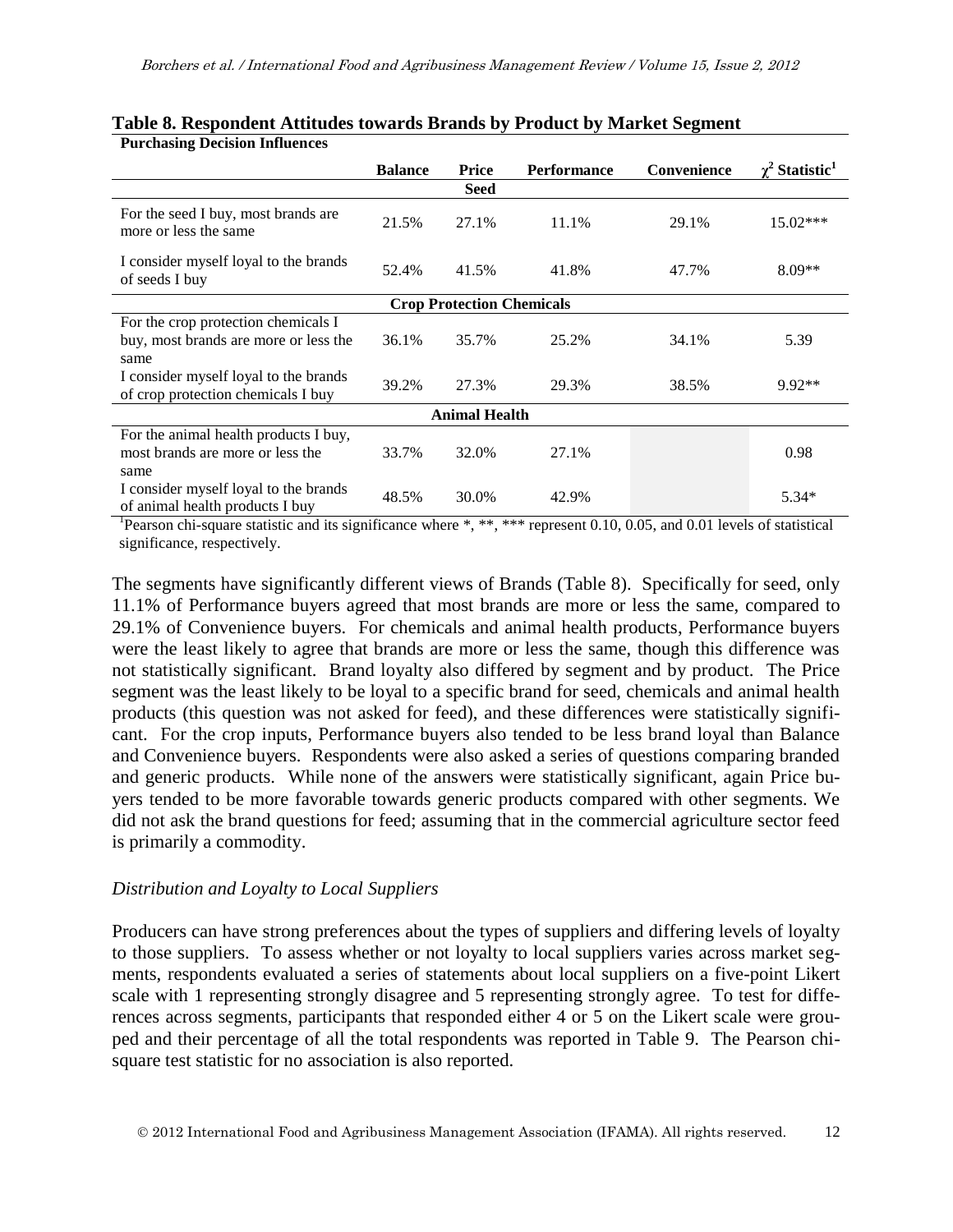**Table 8. Respondent Attitudes towards Brands by Product by Market Segment**

| Purchasing Decision Influences | Balance | Price | Performance | Convenience | $\chi^2$ Statistic[1] |
|---|---|---|---|---|---|
| **Seed** | | | | | |
| For the seed I buy, most brands are more or less the same | 21.5% | 27.1% | 11.1% | 29.1% | 15.02*** |
| I consider myself loyal to the brands of seeds I buy | 52.4% | 41.5% | 41.8% | 47.7% | 8.09** |
| **Crop Protection Chemicals** | | | | | |
| For the crop protection chemicals I buy, most brands are more or less the same | 36.1% | 35.7% | 25.2% | 34.1% | 5.39 |
| I consider myself loyal to the brands of crop protection chemicals I buy | 39.2% | 27.3% | 29.3% | 38.5% | 9.92** |
| **Animal Health** | | | | | |
| For the animal health products I buy, most brands are more or less the same | 33.7% | 32.0% | 27.1% | | 0.98 |
| I consider myself loyal to the brands of animal health products I buy | 48.5% | 30.0% | 42.9% | | 5.34* |

[1]Pearson chi-square statistic and its significance where *, **, *** represent 0.10, 0.05, and 0.01 levels of statistical significance, respectively.

The segments have significantly different views of Brands (Table 8). Specifically for seed, only 11.1% of Performance buyers agreed that most brands are more or less the same, compared to 29.1% of Convenience buyers. For chemicals and animal health products, Performance buyers were the least likely to agree that brands are more or less the same, though this difference was not statistically significant. Brand loyalty also differed by segment and by product. The Price segment was the least likely to be loyal to a specific brand for seed, chemicals and animal health products (this question was not asked for feed), and these differences were statistically significant. For the crop inputs, Performance buyers also tended to be less brand loyal than Balance and Convenience buyers. Respondents were also asked a series of questions comparing branded and generic products. While none of the answers were statistically significant, again Price buyers tended to be more favorable towards generic products compared with other segments. We did not ask the brand questions for feed; assuming that in the commercial agriculture sector feed is primarily a commodity.

*Distribution and Loyalty to Local Suppliers*

Producers can have strong preferences about the types of suppliers and differing levels of loyalty to those suppliers. To assess whether or not loyalty to local suppliers varies across market segments, respondents evaluated a series of statements about local suppliers on a five-point Likert scale with 1 representing strongly disagree and 5 representing strongly agree. To test for differences across segments, participants that responded either 4 or 5 on the Likert scale were grouped and their percentage of all the total respondents was reported in Table 9. The Pearson chi-square test statistic for no association is also reported.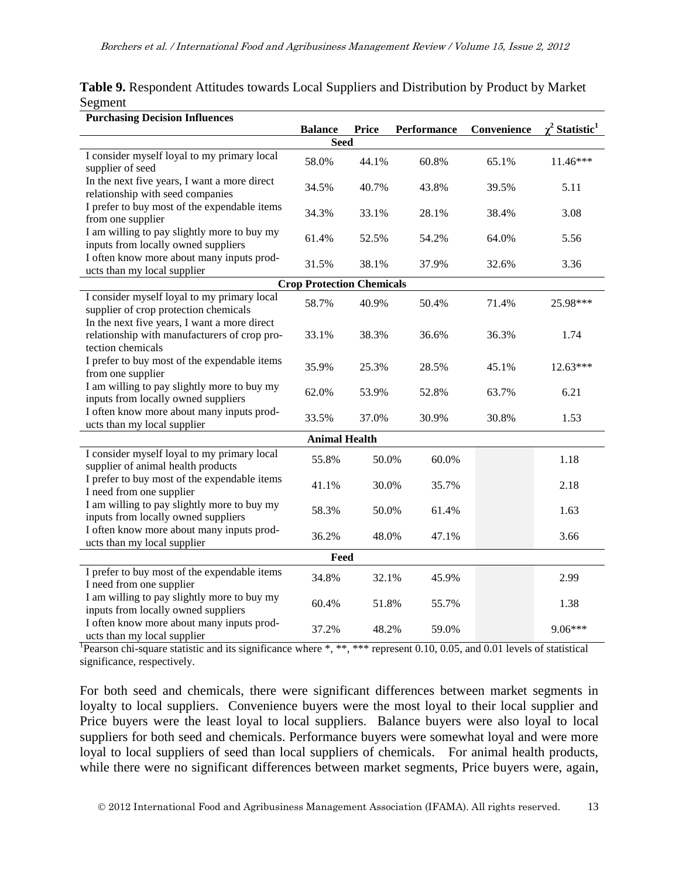**Table 9.** Respondent Attitudes towards Local Suppliers and Distribution by Product by Market Segment

| Purchasing Decision Influences | Balance | Price | Performance | Convenience | $\chi^2$ Statistic[1] |
|---|---|---|---|---|---|
| **Seed** | | | | | |
| I consider myself loyal to my primary local supplier of seed | 58.0% | 44.1% | 60.8% | 65.1% | 11.46*** |
| In the next five years, I want a more direct relationship with seed companies | 34.5% | 40.7% | 43.8% | 39.5% | 5.11 |
| I prefer to buy most of the expendable items from one supplier | 34.3% | 33.1% | 28.1% | 38.4% | 3.08 |
| I am willing to pay slightly more to buy my inputs from locally owned suppliers | 61.4% | 52.5% | 54.2% | 64.0% | 5.56 |
| I often know more about many inputs products than my local supplier | 31.5% | 38.1% | 37.9% | 32.6% | 3.36 |
| **Crop Protection Chemicals** | | | | | |
| I consider myself loyal to my primary local supplier of crop protection chemicals | 58.7% | 40.9% | 50.4% | 71.4% | 25.98*** |
| In the next five years, I want a more direct relationship with manufacturers of crop protection chemicals | 33.1% | 38.3% | 36.6% | 36.3% | 1.74 |
| I prefer to buy most of the expendable items from one supplier | 35.9% | 25.3% | 28.5% | 45.1% | 12.63*** |
| I am willing to pay slightly more to buy my inputs from locally owned suppliers | 62.0% | 53.9% | 52.8% | 63.7% | 6.21 |
| I often know more about many inputs products than my local supplier | 33.5% | 37.0% | 30.9% | 30.8% | 1.53 |
| **Animal Health** | | | | | |
| I consider myself loyal to my primary local supplier of animal health products | 55.8% | 50.0% | 60.0% | | 1.18 |
| I prefer to buy most of the expendable items I need from one supplier | 41.1% | 30.0% | 35.7% | | 2.18 |
| I am willing to pay slightly more to buy my inputs from locally owned suppliers | 58.3% | 50.0% | 61.4% | | 1.63 |
| I often know more about many inputs products than my local supplier | 36.2% | 48.0% | 47.1% | | 3.66 |
| **Feed** | | | | | |
| I prefer to buy most of the expendable items I need from one supplier | 34.8% | 32.1% | 45.9% | | 2.99 |
| I am willing to pay slightly more to buy my inputs from locally owned suppliers | 60.4% | 51.8% | 55.7% | | 1.38 |
| I often know more about many inputs products than my local supplier | 37.2% | 48.2% | 59.0% | | 9.06*** |

[1]Pearson chi-square statistic and its significance where *, **, *** represent 0.10, 0.05, and 0.01 levels of statistical significance, respectively.

For both seed and chemicals, there were significant differences between market segments in loyalty to local suppliers. Convenience buyers were the most loyal to their local supplier and Price buyers were the least loyal to local suppliers. Balance buyers were also loyal to local suppliers for both seed and chemicals. Performance buyers were somewhat loyal and were more loyal to local suppliers of seed than local suppliers of chemicals. For animal health products, while there were no significant differences between market segments, Price buyers were, again,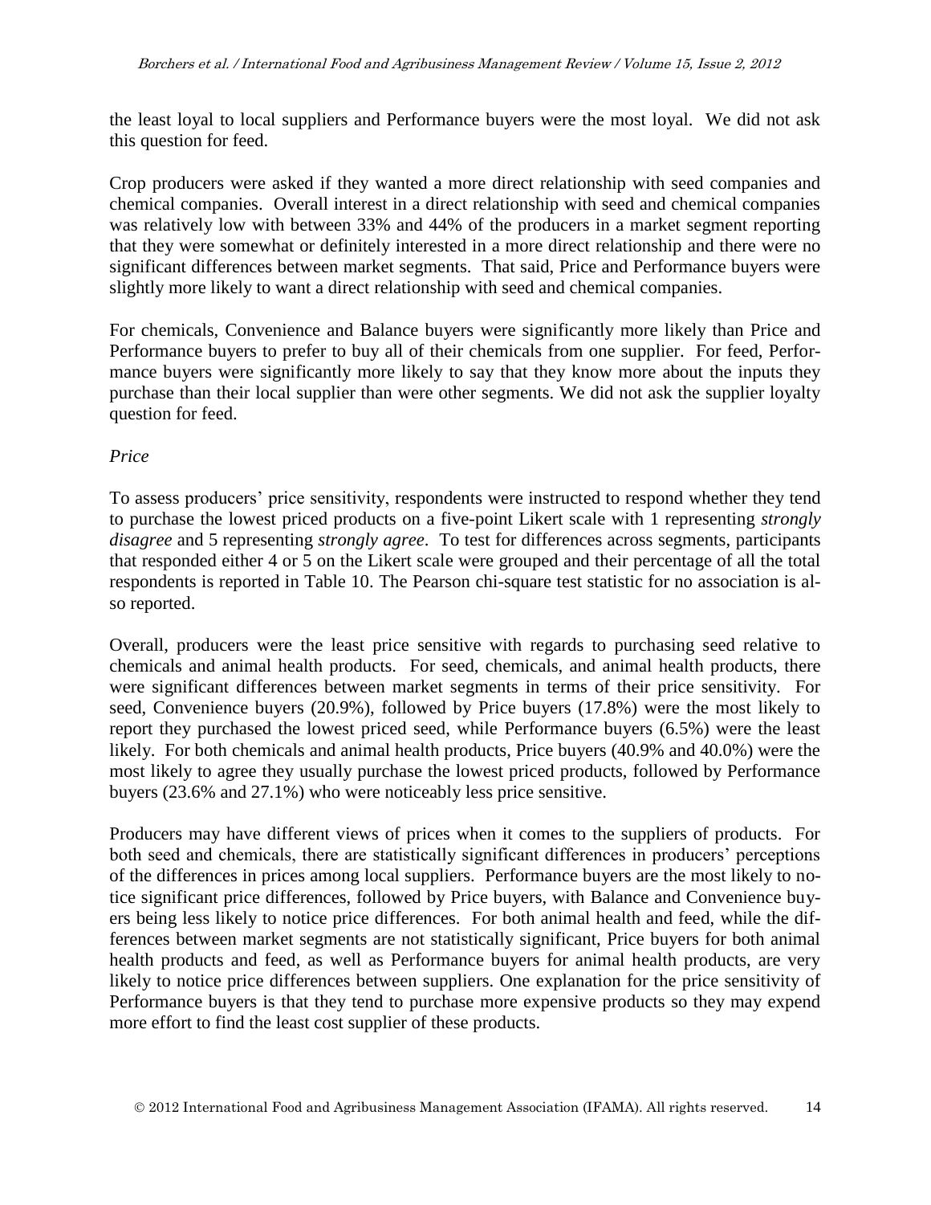the least loyal to local suppliers and Performance buyers were the most loyal. We did not ask this question for feed.

Crop producers were asked if they wanted a more direct relationship with seed companies and chemical companies. Overall interest in a direct relationship with seed and chemical companies was relatively low with between 33% and 44% of the producers in a market segment reporting that they were somewhat or definitely interested in a more direct relationship and there were no significant differences between market segments. That said, Price and Performance buyers were slightly more likely to want a direct relationship with seed and chemical companies.

For chemicals, Convenience and Balance buyers were significantly more likely than Price and Performance buyers to prefer to buy all of their chemicals from one supplier. For feed, Performance buyers were significantly more likely to say that they know more about the inputs they purchase than their local supplier than were other segments. We did not ask the supplier loyalty question for feed.

*Price*

To assess producers' price sensitivity, respondents were instructed to respond whether they tend to purchase the lowest priced products on a five-point Likert scale with 1 representing *strongly disagree* and 5 representing *strongly agree*. To test for differences across segments, participants that responded either 4 or 5 on the Likert scale were grouped and their percentage of all the total respondents is reported in Table 10. The Pearson chi-square test statistic for no association is also reported.

Overall, producers were the least price sensitive with regards to purchasing seed relative to chemicals and animal health products. For seed, chemicals, and animal health products, there were significant differences between market segments in terms of their price sensitivity. For seed, Convenience buyers (20.9%), followed by Price buyers (17.8%) were the most likely to report they purchased the lowest priced seed, while Performance buyers (6.5%) were the least likely. For both chemicals and animal health products, Price buyers (40.9% and 40.0%) were the most likely to agree they usually purchase the lowest priced products, followed by Performance buyers (23.6% and 27.1%) who were noticeably less price sensitive.

Producers may have different views of prices when it comes to the suppliers of products. For both seed and chemicals, there are statistically significant differences in producers' perceptions of the differences in prices among local suppliers. Performance buyers are the most likely to notice significant price differences, followed by Price buyers, with Balance and Convenience buyers being less likely to notice price differences. For both animal health and feed, while the differences between market segments are not statistically significant, Price buyers for both animal health products and feed, as well as Performance buyers for animal health products, are very likely to notice price differences between suppliers. One explanation for the price sensitivity of Performance buyers is that they tend to purchase more expensive products so they may expend more effort to find the least cost supplier of these products.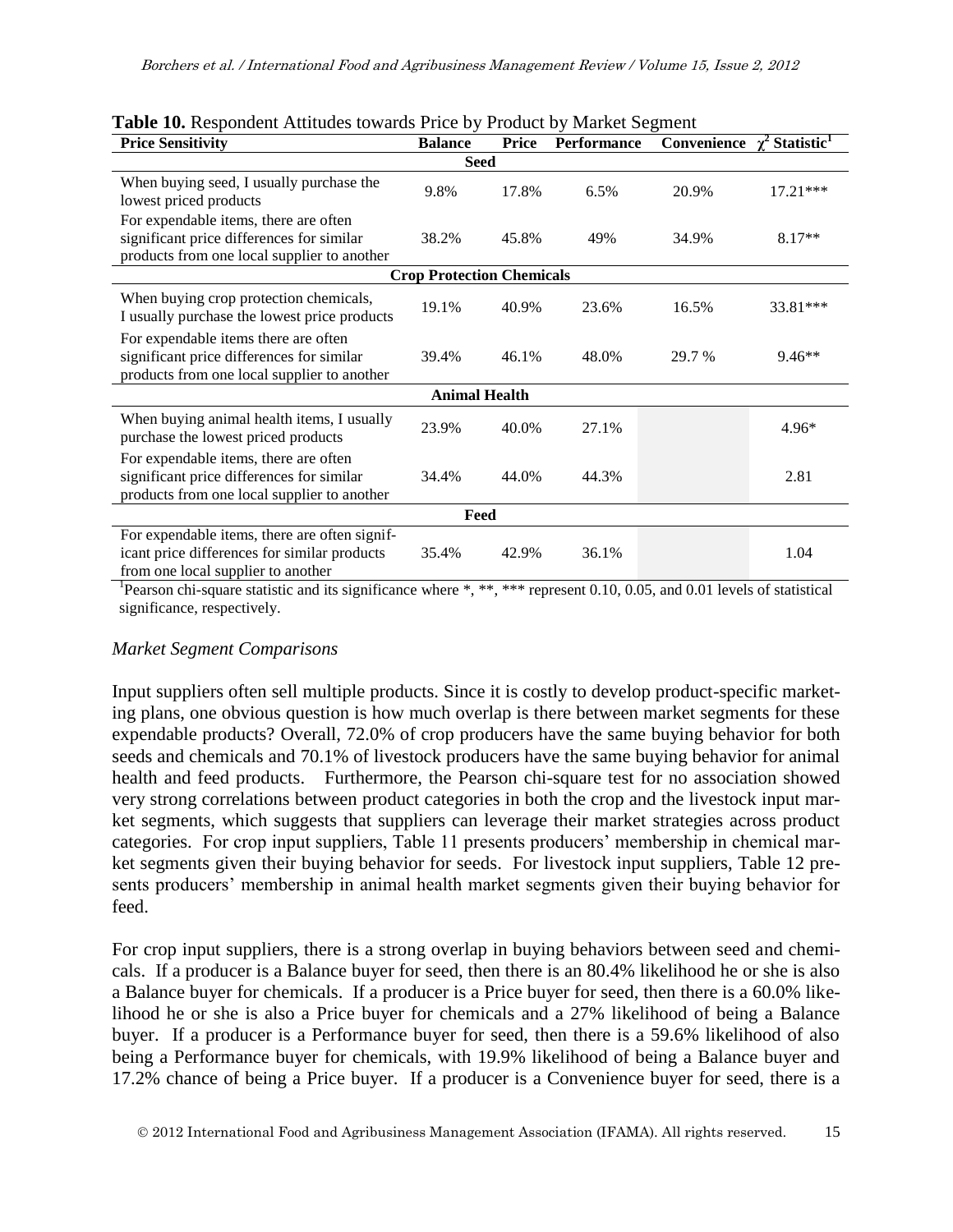**Table 10.** Respondent Attitudes towards Price by Product by Market Segment

| Price Sensitivity | Balance | Price | Performance | Convenience | $\chi^2$ Statistic[1] |
|---|---|---|---|---|---|
| **Seed** | | | | | |
| When buying seed, I usually purchase the lowest priced products | 9.8% | 17.8% | 6.5% | 20.9% | 17.21*** |
| For expendable items, there are often significant price differences for similar products from one local supplier to another | 38.2% | 45.8% | 49% | 34.9% | 8.17** |
| **Crop Protection Chemicals** | | | | | |
| When buying crop protection chemicals, I usually purchase the lowest price products | 19.1% | 40.9% | 23.6% | 16.5% | 33.81*** |
| For expendable items there are often significant price differences for similar products from one local supplier to another | 39.4% | 46.1% | 48.0% | 29.7 % | 9.46** |
| **Animal Health** | | | | | |
| When buying animal health items, I usually purchase the lowest priced products | 23.9% | 40.0% | 27.1% | | 4.96* |
| For expendable items, there are often significant price differences for similar products from one local supplier to another | 34.4% | 44.0% | 44.3% | | 2.81 |
| **Feed** | | | | | |
| For expendable items, there are often significant price differences for similar products from one local supplier to another | 35.4% | 42.9% | 36.1% | | 1.04 |

[1]Pearson chi-square statistic and its significance where *, **, *** represent 0.10, 0.05, and 0.01 levels of statistical significance, respectively.

*Market Segment Comparisons*

Input suppliers often sell multiple products. Since it is costly to develop product-specific marketing plans, one obvious question is how much overlap is there between market segments for these expendable products? Overall, 72.0% of crop producers have the same buying behavior for both seeds and chemicals and 70.1% of livestock producers have the same buying behavior for animal health and feed products. Furthermore, the Pearson chi-square test for no association showed very strong correlations between product categories in both the crop and the livestock input market segments, which suggests that suppliers can leverage their market strategies across product categories. For crop input suppliers, Table 11 presents producers' membership in chemical market segments given their buying behavior for seeds. For livestock input suppliers, Table 12 presents producers' membership in animal health market segments given their buying behavior for feed.

For crop input suppliers, there is a strong overlap in buying behaviors between seed and chemicals. If a producer is a Balance buyer for seed, then there is an 80.4% likelihood he or she is also a Balance buyer for chemicals. If a producer is a Price buyer for seed, then there is a 60.0% likelihood he or she is also a Price buyer for chemicals and a 27% likelihood of being a Balance buyer. If a producer is a Performance buyer for seed, then there is a 59.6% likelihood of also being a Performance buyer for chemicals, with 19.9% likelihood of being a Balance buyer and 17.2% chance of being a Price buyer. If a producer is a Convenience buyer for seed, there is a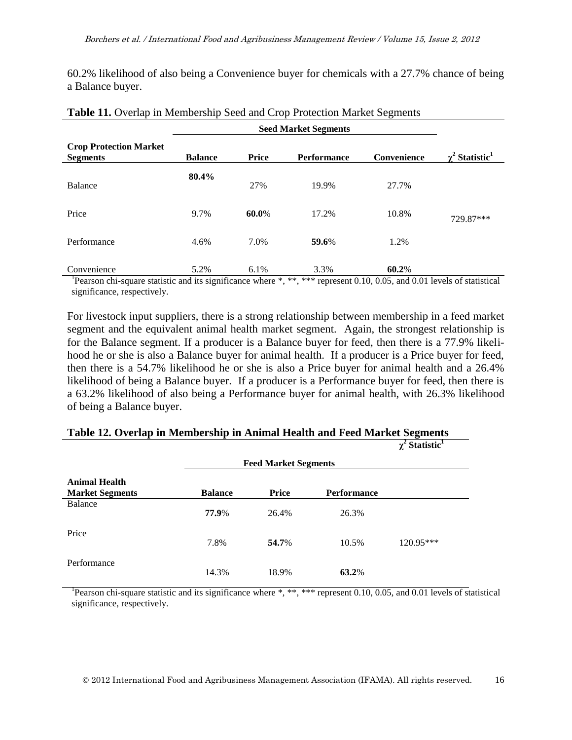60.2% likelihood of also being a Convenience buyer for chemicals with a 27.7% chance of being a Balance buyer.

**Table 11.** Overlap in Membership Seed and Crop Protection Market Segments

| | Seed Market Segments | | | | |
|---|---|---|---|---|---|
| **Crop Protection Market Segments** | **Balance** | **Price** | **Performance** | **Convenience** | $\chi^2$ **Statistic**[1] |
| Balance | **80.4%** | 27% | 19.9% | 27.7% | |
| Price | 9.7% | **60.0**% | 17.2% | 10.8% | 729.87*** |
| Performance | 4.6% | 7.0% | **59.6**% | 1.2% | |
| Convenience | 5.2% | 6.1% | 3.3% | **60.2**% | |

[1]Pearson chi-square statistic and its significance where *, **, *** represent 0.10, 0.05, and 0.01 levels of statistical significance, respectively.

For livestock input suppliers, there is a strong relationship between membership in a feed market segment and the equivalent animal health market segment. Again, the strongest relationship is for the Balance segment. If a producer is a Balance buyer for feed, then there is a 77.9% likelihood he or she is also a Balance buyer for animal health. If a producer is a Price buyer for feed, then there is a 54.7% likelihood he or she is also a Price buyer for animal health and a 26.4% likelihood of being a Balance buyer. If a producer is a Performance buyer for feed, then there is a 63.2% likelihood of also being a Performance buyer for animal health, with 26.3% likelihood of being a Balance buyer.

**Table 12. Overlap in Membership in Animal Health and Feed Market Segments**

| | Feed Market Segments | | | $\chi^2$ **Statistic**[1] |
|---|---|---|---|---|
| **Animal Health Market Segments** | **Balance** | **Price** | **Performance** | |
| Balance | **77.9**% | 26.4% | 26.3% | |
| Price | 7.8% | **54.7**% | 10.5% | 120.95*** |
| Performance | 14.3% | 18.9% | **63.2**% | |

[1]Pearson chi-square statistic and its significance where *, **, *** represent 0.10, 0.05, and 0.01 levels of statistical significance, respectively.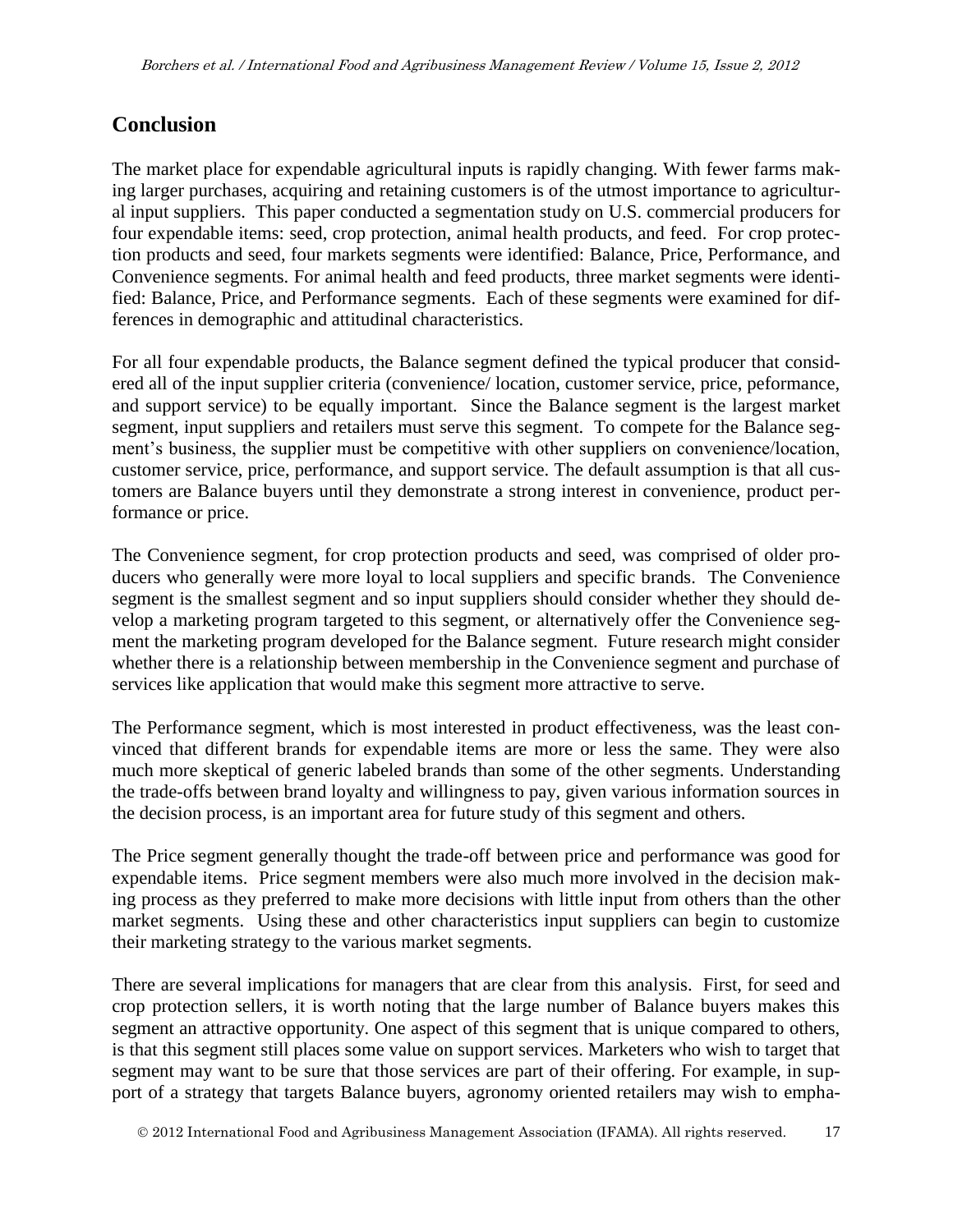## Conclusion

The market place for expendable agricultural inputs is rapidly changing. With fewer farms making larger purchases, acquiring and retaining customers is of the utmost importance to agricultural input suppliers. This paper conducted a segmentation study on U.S. commercial producers for four expendable items: seed, crop protection, animal health products, and feed. For crop protection products and seed, four markets segments were identified: Balance, Price, Performance, and Convenience segments. For animal health and feed products, three market segments were identified: Balance, Price, and Performance segments. Each of these segments were examined for differences in demographic and attitudinal characteristics.

For all four expendable products, the Balance segment defined the typical producer that considered all of the input supplier criteria (convenience/ location, customer service, price, peformance, and support service) to be equally important. Since the Balance segment is the largest market segment, input suppliers and retailers must serve this segment. To compete for the Balance segment's business, the supplier must be competitive with other suppliers on convenience/location, customer service, price, performance, and support service. The default assumption is that all customers are Balance buyers until they demonstrate a strong interest in convenience, product performance or price.

The Convenience segment, for crop protection products and seed, was comprised of older producers who generally were more loyal to local suppliers and specific brands. The Convenience segment is the smallest segment and so input suppliers should consider whether they should develop a marketing program targeted to this segment, or alternatively offer the Convenience segment the marketing program developed for the Balance segment. Future research might consider whether there is a relationship between membership in the Convenience segment and purchase of services like application that would make this segment more attractive to serve.

The Performance segment, which is most interested in product effectiveness, was the least convinced that different brands for expendable items are more or less the same. They were also much more skeptical of generic labeled brands than some of the other segments. Understanding the trade-offs between brand loyalty and willingness to pay, given various information sources in the decision process, is an important area for future study of this segment and others.

The Price segment generally thought the trade-off between price and performance was good for expendable items. Price segment members were also much more involved in the decision making process as they preferred to make more decisions with little input from others than the other market segments. Using these and other characteristics input suppliers can begin to customize their marketing strategy to the various market segments.

There are several implications for managers that are clear from this analysis. First, for seed and crop protection sellers, it is worth noting that the large number of Balance buyers makes this segment an attractive opportunity. One aspect of this segment that is unique compared to others, is that this segment still places some value on support services. Marketers who wish to target that segment may want to be sure that those services are part of their offering. For example, in support of a strategy that targets Balance buyers, agronomy oriented retailers may wish to empha-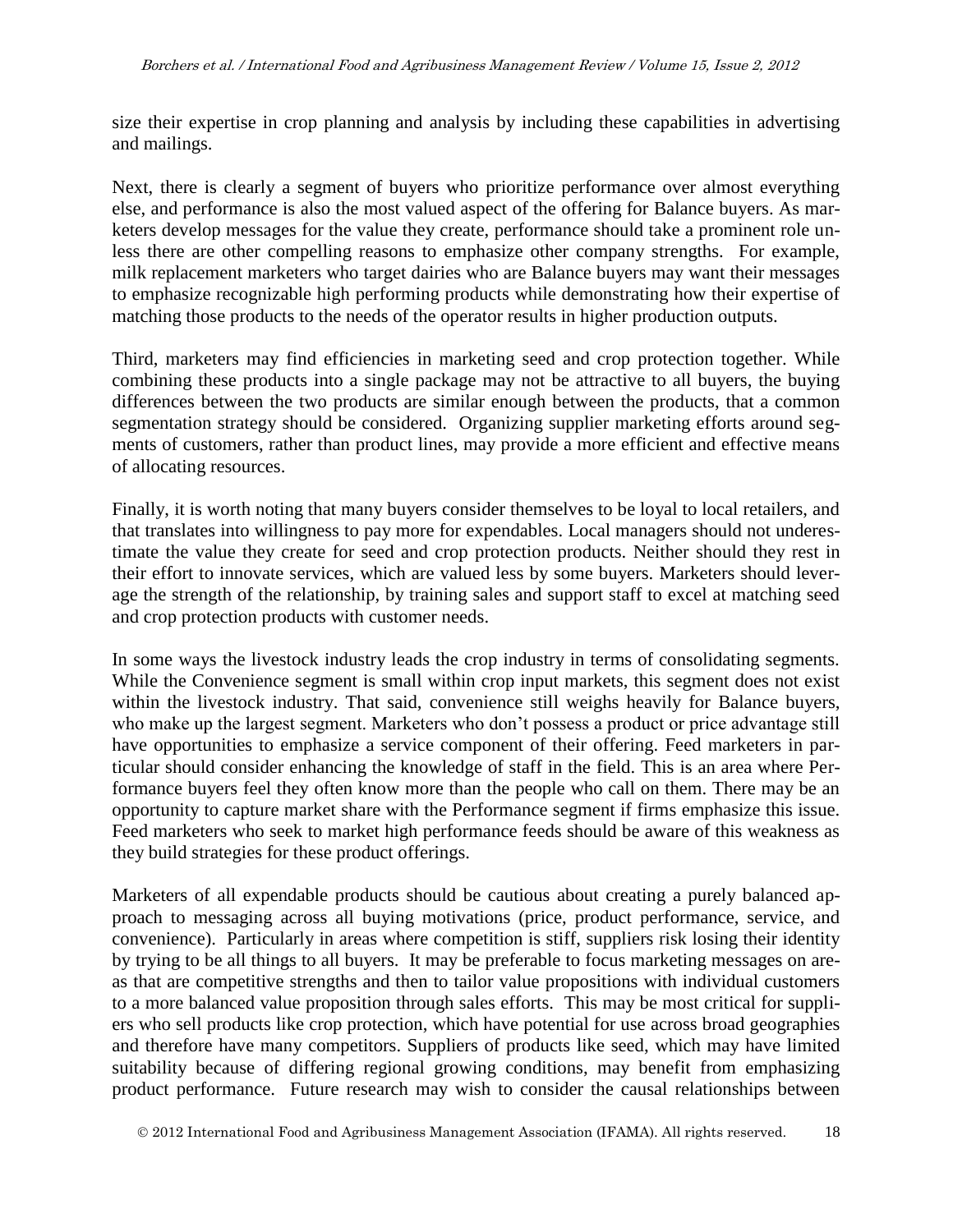size their expertise in crop planning and analysis by including these capabilities in advertising and mailings.

Next, there is clearly a segment of buyers who prioritize performance over almost everything else, and performance is also the most valued aspect of the offering for Balance buyers. As marketers develop messages for the value they create, performance should take a prominent role unless there are other compelling reasons to emphasize other company strengths. For example, milk replacement marketers who target dairies who are Balance buyers may want their messages to emphasize recognizable high performing products while demonstrating how their expertise of matching those products to the needs of the operator results in higher production outputs.

Third, marketers may find efficiencies in marketing seed and crop protection together. While combining these products into a single package may not be attractive to all buyers, the buying differences between the two products are similar enough between the products, that a common segmentation strategy should be considered. Organizing supplier marketing efforts around segments of customers, rather than product lines, may provide a more efficient and effective means of allocating resources.

Finally, it is worth noting that many buyers consider themselves to be loyal to local retailers, and that translates into willingness to pay more for expendables. Local managers should not underestimate the value they create for seed and crop protection products. Neither should they rest in their effort to innovate services, which are valued less by some buyers. Marketers should leverage the strength of the relationship, by training sales and support staff to excel at matching seed and crop protection products with customer needs.

In some ways the livestock industry leads the crop industry in terms of consolidating segments. While the Convenience segment is small within crop input markets, this segment does not exist within the livestock industry. That said, convenience still weighs heavily for Balance buyers, who make up the largest segment. Marketers who don't possess a product or price advantage still have opportunities to emphasize a service component of their offering. Feed marketers in particular should consider enhancing the knowledge of staff in the field. This is an area where Performance buyers feel they often know more than the people who call on them. There may be an opportunity to capture market share with the Performance segment if firms emphasize this issue. Feed marketers who seek to market high performance feeds should be aware of this weakness as they build strategies for these product offerings.

Marketers of all expendable products should be cautious about creating a purely balanced approach to messaging across all buying motivations (price, product performance, service, and convenience). Particularly in areas where competition is stiff, suppliers risk losing their identity by trying to be all things to all buyers. It may be preferable to focus marketing messages on areas that are competitive strengths and then to tailor value propositions with individual customers to a more balanced value proposition through sales efforts. This may be most critical for suppliers who sell products like crop protection, which have potential for use across broad geographies and therefore have many competitors. Suppliers of products like seed, which may have limited suitability because of differing regional growing conditions, may benefit from emphasizing product performance. Future research may wish to consider the causal relationships between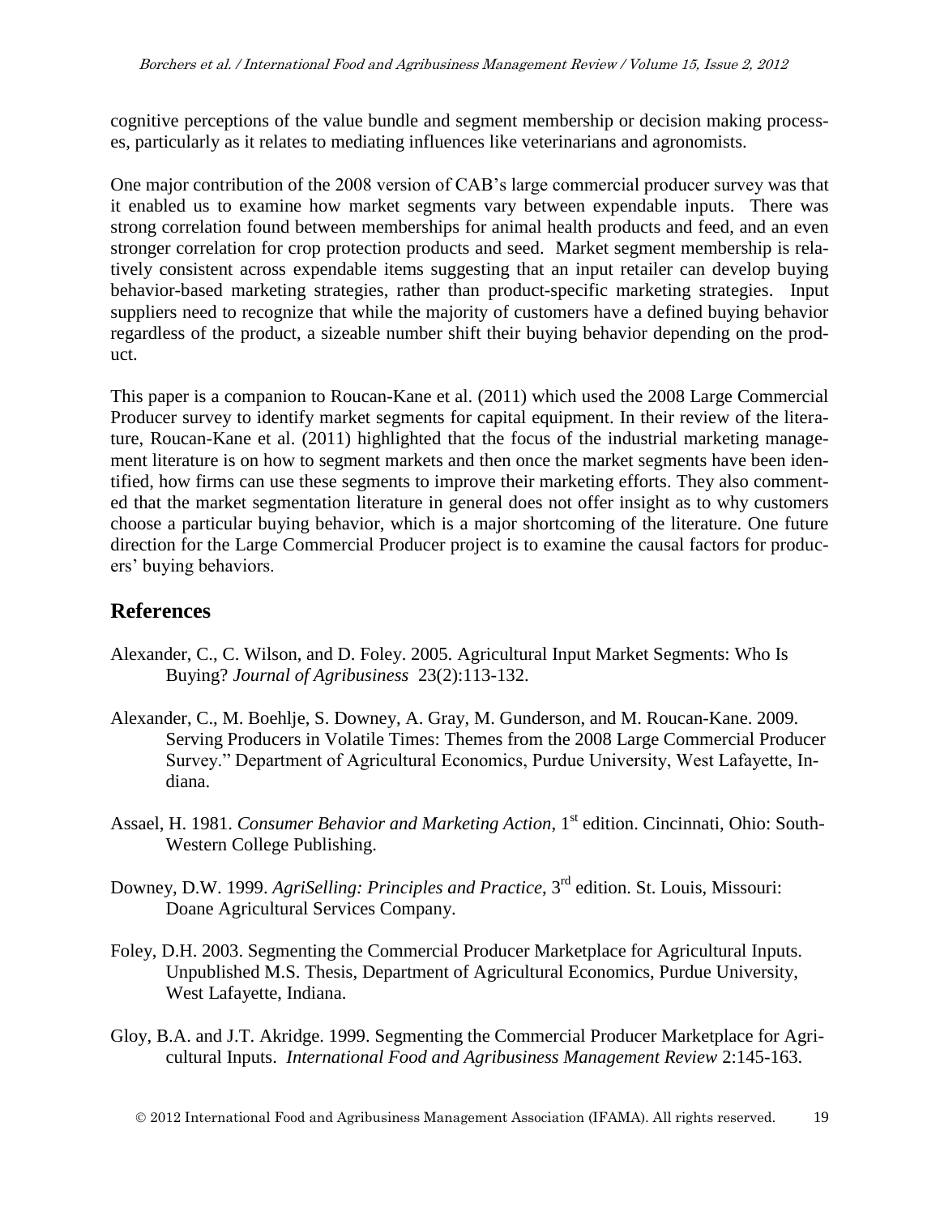cognitive perceptions of the value bundle and segment membership or decision making processes, particularly as it relates to mediating influences like veterinarians and agronomists.

One major contribution of the 2008 version of CAB's large commercial producer survey was that it enabled us to examine how market segments vary between expendable inputs. There was strong correlation found between memberships for animal health products and feed, and an even stronger correlation for crop protection products and seed. Market segment membership is relatively consistent across expendable items suggesting that an input retailer can develop buying behavior-based marketing strategies, rather than product-specific marketing strategies. Input suppliers need to recognize that while the majority of customers have a defined buying behavior regardless of the product, a sizeable number shift their buying behavior depending on the product.

This paper is a companion to Roucan-Kane et al. (2011) which used the 2008 Large Commercial Producer survey to identify market segments for capital equipment. In their review of the literature, Roucan-Kane et al. (2011) highlighted that the focus of the industrial marketing management literature is on how to segment markets and then once the market segments have been identified, how firms can use these segments to improve their marketing efforts. They also commented that the market segmentation literature in general does not offer insight as to why customers choose a particular buying behavior, which is a major shortcoming of the literature. One future direction for the Large Commercial Producer project is to examine the causal factors for producers' buying behaviors.

## References

Alexander, C., C. Wilson, and D. Foley. 2005. Agricultural Input Market Segments: Who Is Buying? *Journal of Agribusiness* 23(2):113-132.

Alexander, C., M. Boehlje, S. Downey, A. Gray, M. Gunderson, and M. Roucan-Kane. 2009. Serving Producers in Volatile Times: Themes from the 2008 Large Commercial Producer Survey." Department of Agricultural Economics, Purdue University, West Lafayette, Indiana.

Assael, H. 1981. *Consumer Behavior and Marketing Action*, 1st edition. Cincinnati, Ohio: South-Western College Publishing.

Downey, D.W. 1999. *AgriSelling: Principles and Practice*, 3rd edition. St. Louis, Missouri: Doane Agricultural Services Company.

Foley, D.H. 2003. Segmenting the Commercial Producer Marketplace for Agricultural Inputs. Unpublished M.S. Thesis, Department of Agricultural Economics, Purdue University, West Lafayette, Indiana.

Gloy, B.A. and J.T. Akridge. 1999. Segmenting the Commercial Producer Marketplace for Agricultural Inputs. *International Food and Agribusiness Management Review* 2:145-163.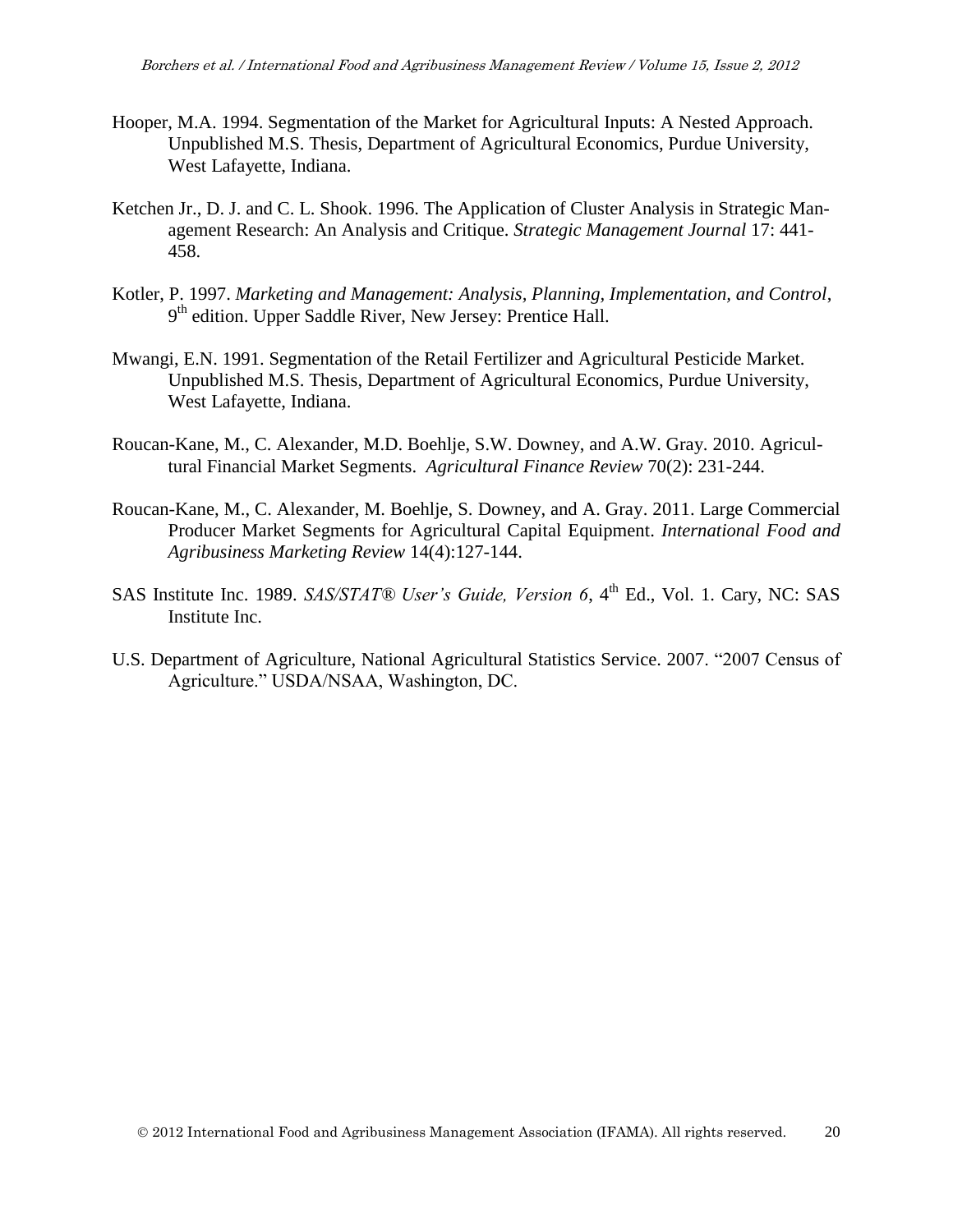Hooper, M.A. 1994. Segmentation of the Market for Agricultural Inputs: A Nested Approach. Unpublished M.S. Thesis, Department of Agricultural Economics, Purdue University, West Lafayette, Indiana.

Ketchen Jr., D. J. and C. L. Shook. 1996. The Application of Cluster Analysis in Strategic Management Research: An Analysis and Critique. *Strategic Management Journal* 17: 441-458.

Kotler, P. 1997. *Marketing and Management: Analysis, Planning, Implementation, and Control*, 9th edition. Upper Saddle River, New Jersey: Prentice Hall.

Mwangi, E.N. 1991. Segmentation of the Retail Fertilizer and Agricultural Pesticide Market. Unpublished M.S. Thesis, Department of Agricultural Economics, Purdue University, West Lafayette, Indiana.

Roucan-Kane, M., C. Alexander, M.D. Boehlje, S.W. Downey, and A.W. Gray. 2010. Agricultural Financial Market Segments. *Agricultural Finance Review* 70(2): 231-244.

Roucan-Kane, M., C. Alexander, M. Boehlje, S. Downey, and A. Gray. 2011. Large Commercial Producer Market Segments for Agricultural Capital Equipment. *International Food and Agribusiness Marketing Review* 14(4):127-144.

SAS Institute Inc. 1989. *SAS/STAT® User's Guide, Version 6*, 4th Ed., Vol. 1. Cary, NC: SAS Institute Inc.

U.S. Department of Agriculture, National Agricultural Statistics Service. 2007. "2007 Census of Agriculture." USDA/NSAA, Washington, DC.